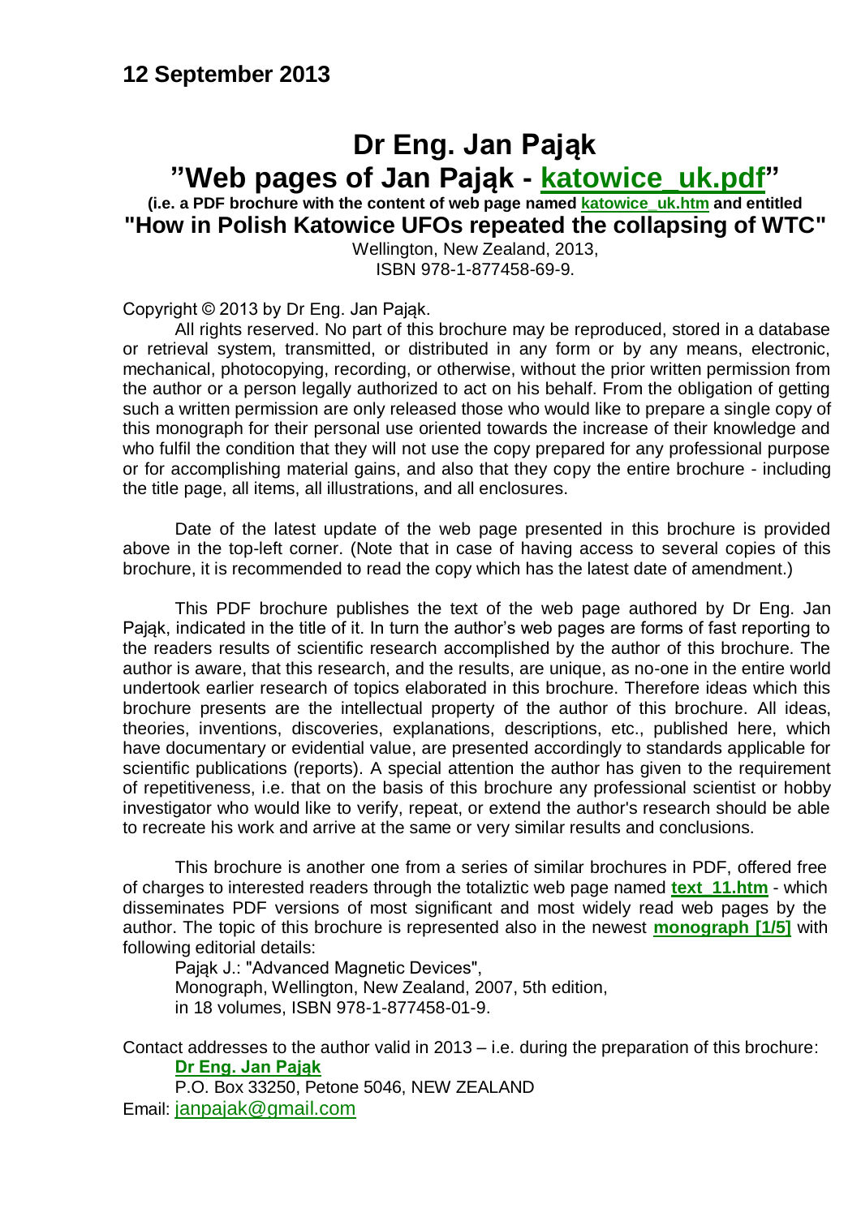## 12 September 2013

# Dr Eng. Jan Pająk

# "Web pages of Jan Pająk - katowice_uk.pdf"

**(i.e. a PDF brochure with the content of web page named katowice_uk.htm and entitled**

## "How in Polish Katowice UFOs repeated the collapsing of WTC"

Wellington, New Zealand, 2013,
ISBN 978-1-877458-69-9.

Copyright © 2013 by Dr Eng. Jan Pająk.

All rights reserved. No part of this brochure may be reproduced, stored in a database or retrieval system, transmitted, or distributed in any form or by any means, electronic, mechanical, photocopying, recording, or otherwise, without the prior written permission from the author or a person legally authorized to act on his behalf. From the obligation of getting such a written permission are only released those who would like to prepare a single copy of this monograph for their personal use oriented towards the increase of their knowledge and who fulfil the condition that they will not use the copy prepared for any professional purpose or for accomplishing material gains, and also that they copy the entire brochure - including the title page, all items, all illustrations, and all enclosures.

Date of the latest update of the web page presented in this brochure is provided above in the top-left corner. (Note that in case of having access to several copies of this brochure, it is recommended to read the copy which has the latest date of amendment.)

This PDF brochure publishes the text of the web page authored by Dr Eng. Jan Pająk, indicated in the title of it. In turn the author's web pages are forms of fast reporting to the readers results of scientific research accomplished by the author of this brochure. The author is aware, that this research, and the results, are unique, as no-one in the entire world undertook earlier research of topics elaborated in this brochure. Therefore ideas which this brochure presents are the intellectual property of the author of this brochure. All ideas, theories, inventions, discoveries, explanations, descriptions, etc., published here, which have documentary or evidential value, are presented accordingly to standards applicable for scientific publications (reports). A special attention the author has given to the requirement of repetitiveness, i.e. that on the basis of this brochure any professional scientist or hobby investigator who would like to verify, repeat, or extend the author's research should be able to recreate his work and arrive at the same or very similar results and conclusions.

This brochure is another one from a series of similar brochures in PDF, offered free of charges to interested readers through the totaliztic web page named **text_11.htm** - which disseminates PDF versions of most significant and most widely read web pages by the author. The topic of this brochure is represented also in the newest **monograph [1/5]** with following editorial details:

Pająk J.: "Advanced Magnetic Devices",
Monograph, Wellington, New Zealand, 2007, 5th edition,
in 18 volumes, ISBN 978-1-877458-01-9.

Contact addresses to the author valid in 2013 – i.e. during the preparation of this brochure:

**Dr Eng. Jan Pająk**
P.O. Box 33250, Petone 5046, NEW ZEALAND
Email: janpajak@gmail.com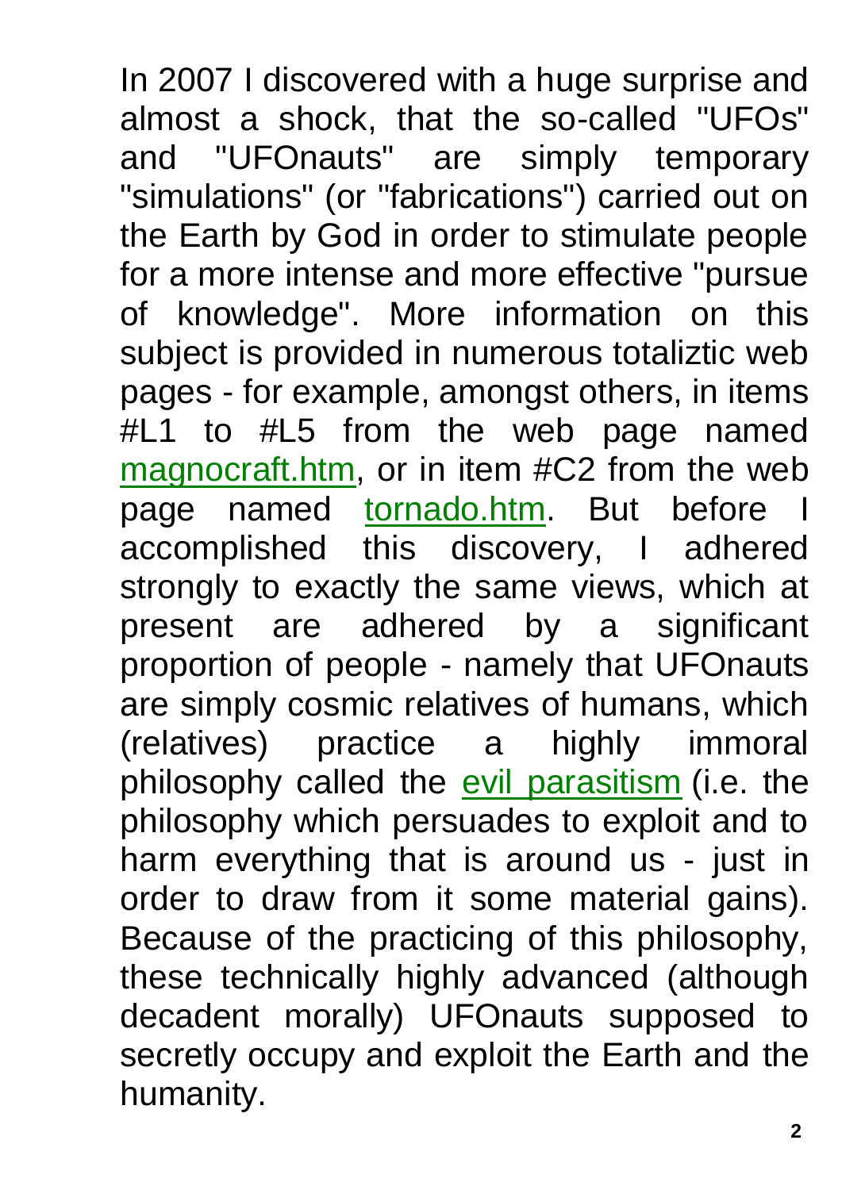In 2007 I discovered with a huge surprise and almost a shock, that the so-called "UFOs" and "UFOnauts" are simply temporary "simulations" (or "fabrications") carried out on the Earth by God in order to stimulate people for a more intense and more effective "pursue of knowledge". More information on this subject is provided in numerous totaliztic web pages - for example, amongst others, in items #L1 to #L5 from the web page named magnocraft.htm, or in item #C2 from the web page named tornado.htm. But before I accomplished this discovery, I adhered strongly to exactly the same views, which at present are adhered by a significant proportion of people - namely that UFOnauts are simply cosmic relatives of humans, which (relatives) practice a highly immoral philosophy called the evil parasitism (i.e. the philosophy which persuades to exploit and to harm everything that is around us - just in order to draw from it some material gains). Because of the practicing of this philosophy, these technically highly advanced (although decadent morally) UFOnauts supposed to secretly occupy and exploit the Earth and the humanity.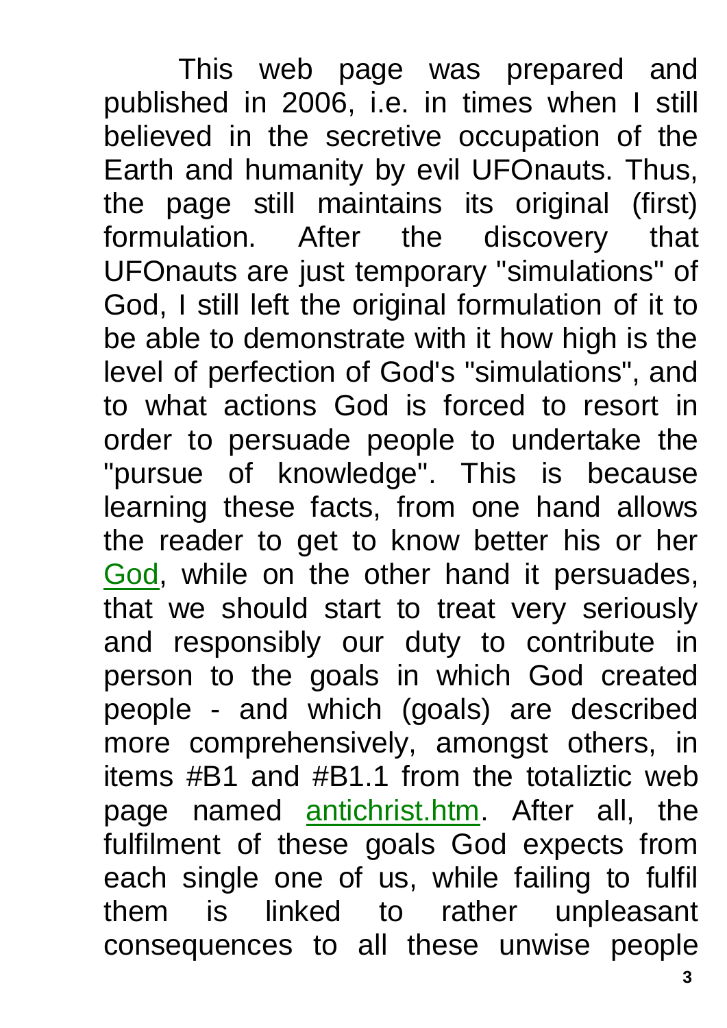This web page was prepared and published in 2006, i.e. in times when I still believed in the secretive occupation of the Earth and humanity by evil UFOnauts. Thus, the page still maintains its original (first) formulation. After the discovery that UFOnauts are just temporary "simulations" of God, I still left the original formulation of it to be able to demonstrate with it how high is the level of perfection of God's "simulations", and to what actions God is forced to resort in order to persuade people to undertake the "pursue of knowledge". This is because learning these facts, from one hand allows the reader to get to know better his or her God, while on the other hand it persuades, that we should start to treat very seriously and responsibly our duty to contribute in person to the goals in which God created people - and which (goals) are described more comprehensively, amongst others, in items #B1 and #B1.1 from the totaliztic web page named antichrist.htm. After all, the fulfilment of these goals God expects from each single one of us, while failing to fulfil them is linked to rather unpleasant consequences to all these unwise people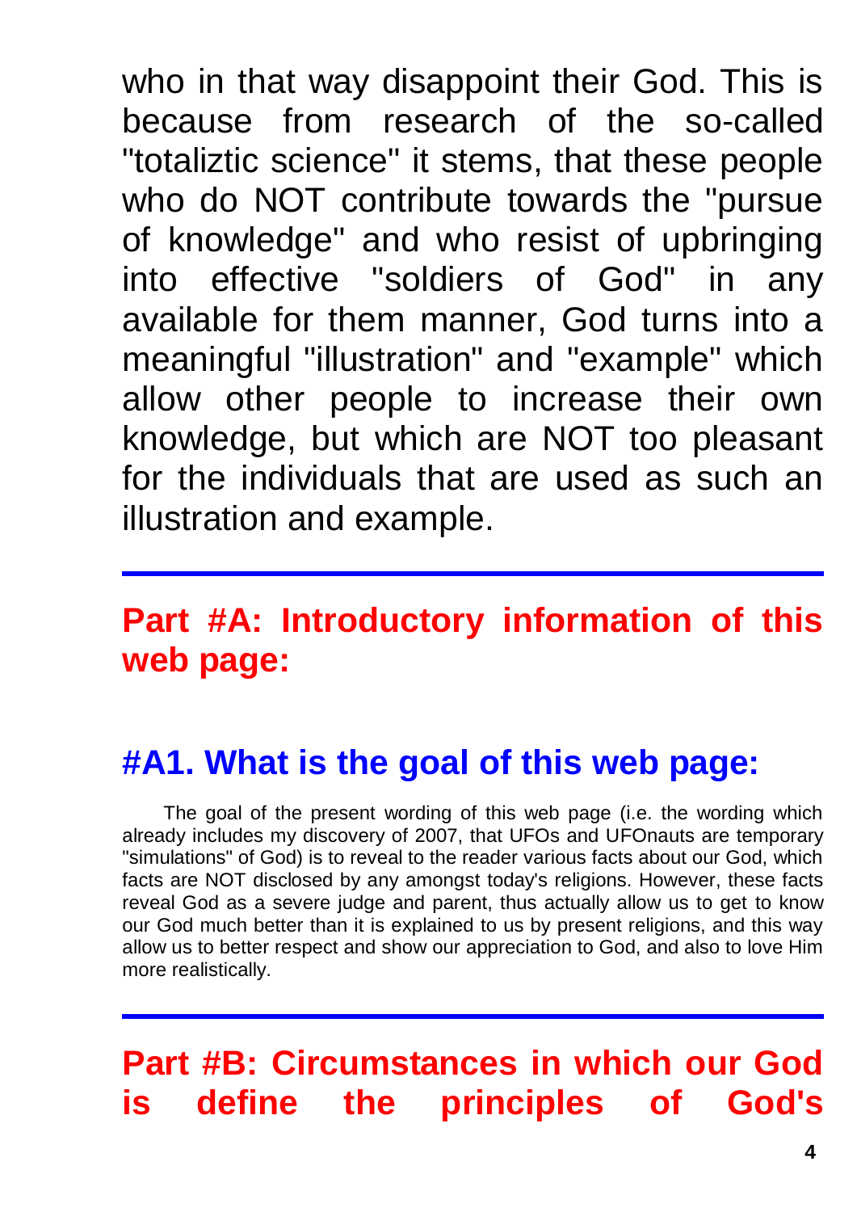who in that way disappoint their God. This is because from research of the so-called "totaliztic science" it stems, that these people who do NOT contribute towards the "pursue of knowledge" and who resist of upbringing into effective "soldiers of God" in any available for them manner, God turns into a meaningful "illustration" and "example" which allow other people to increase their own knowledge, but which are NOT too pleasant for the individuals that are used as such an illustration and example.

---

# Part #A: Introductory information of this web page:

## #A1. What is the goal of this web page:

The goal of the present wording of this web page (i.e. the wording which already includes my discovery of 2007, that UFOs and UFOnauts are temporary "simulations" of God) is to reveal to the reader various facts about our God, which facts are NOT disclosed by any amongst today's religions. However, these facts reveal God as a severe judge and parent, thus actually allow us to get to know our God much better than it is explained to us by present religions, and this way allow us to better respect and show our appreciation to God, and also to love Him more realistically.

---

# Part #B: Circumstances in which our God is define the principles of God's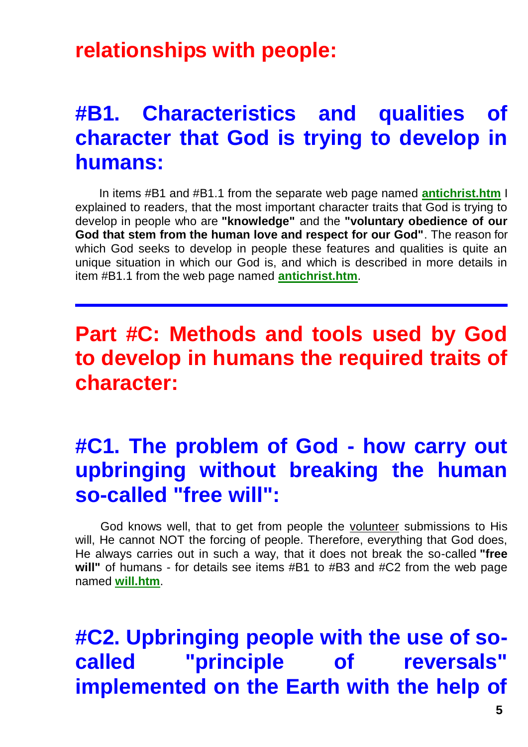## relationships with people:

### #B1. Characteristics and qualities of character that God is trying to develop in humans:

In items #B1 and #B1.1 from the separate web page named **antichrist.htm** I explained to readers, that the most important character traits that God is trying to develop in people who are **"knowledge"** and the **"voluntary obedience of our God that stem from the human love and respect for our God"**. The reason for which God seeks to develop in people these features and qualities is quite an unique situation in which our God is, and which is described in more details in item #B1.1 from the web page named **antichrist.htm**.

---

## Part #C: Methods and tools used by God to develop in humans the required traits of character:

### #C1. The problem of God - how carry out upbringing without breaking the human so-called "free will":

God knows well, that to get from people the volunteer submissions to His will, He cannot NOT the forcing of people. Therefore, everything that God does, He always carries out in such a way, that it does not break the so-called **"free will"** of humans - for details see items #B1 to #B3 and #C2 from the web page named **will.htm**.

### #C2. Upbringing people with the use of so-called "principle of reversals" implemented on the Earth with the help of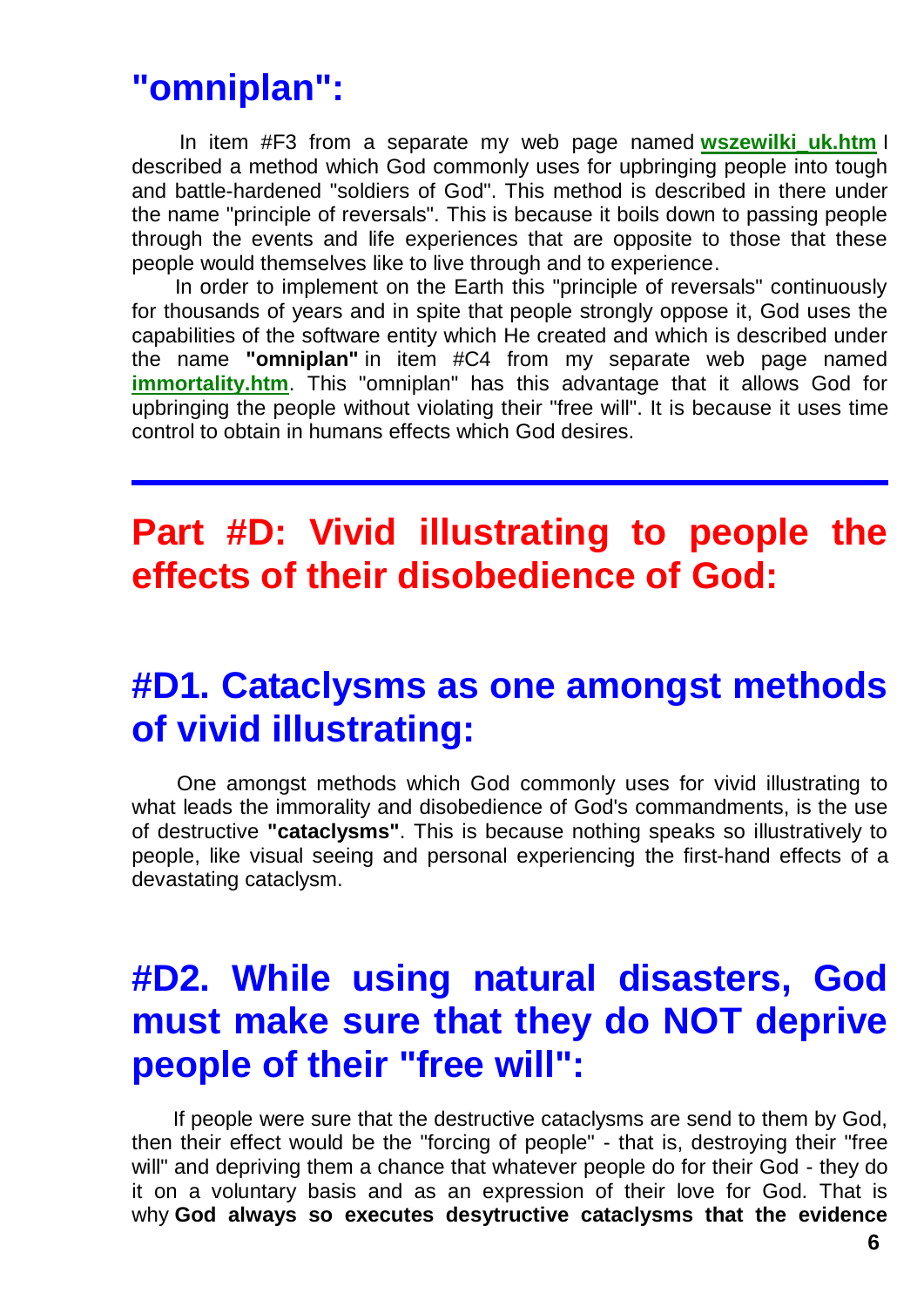## "omniplan":

In item #F3 from a separate my web page named **wszewilki_uk.htm** I described a method which God commonly uses for upbringing people into tough and battle-hardened "soldiers of God". This method is described in there under the name "principle of reversals". This is because it boils down to passing people through the events and life experiences that are opposite to those that these people would themselves like to live through and to experience.

In order to implement on the Earth this "principle of reversals" continuously for thousands of years and in spite that people strongly oppose it, God uses the capabilities of the software entity which He created and which is described under the name **"omniplan"** in item #C4 from my separate web page named **immortality.htm**. This "omniplan" has this advantage that it allows God for upbringing the people without violating their "free will". It is because it uses time control to obtain in humans effects which God desires.

---

# Part #D: Vivid illustrating to people the effects of their disobedience of God:

## #D1. Cataclysms as one amongst methods of vivid illustrating:

One amongst methods which God commonly uses for vivid illustrating to what leads the immorality and disobedience of God's commandments, is the use of destructive **"cataclysms"**. This is because nothing speaks so illustratively to people, like visual seeing and personal experiencing the first-hand effects of a devastating cataclysm.

## #D2. While using natural disasters, God must make sure that they do NOT deprive people of their "free will":

If people were sure that the destructive cataclysms are send to them by God, then their effect would be the "forcing of people" - that is, destroying their "free will" and depriving them a chance that whatever people do for their God - they do it on a voluntary basis and as an expression of their love for God. That is why **God always so executes desytructive cataclysms that the evidence**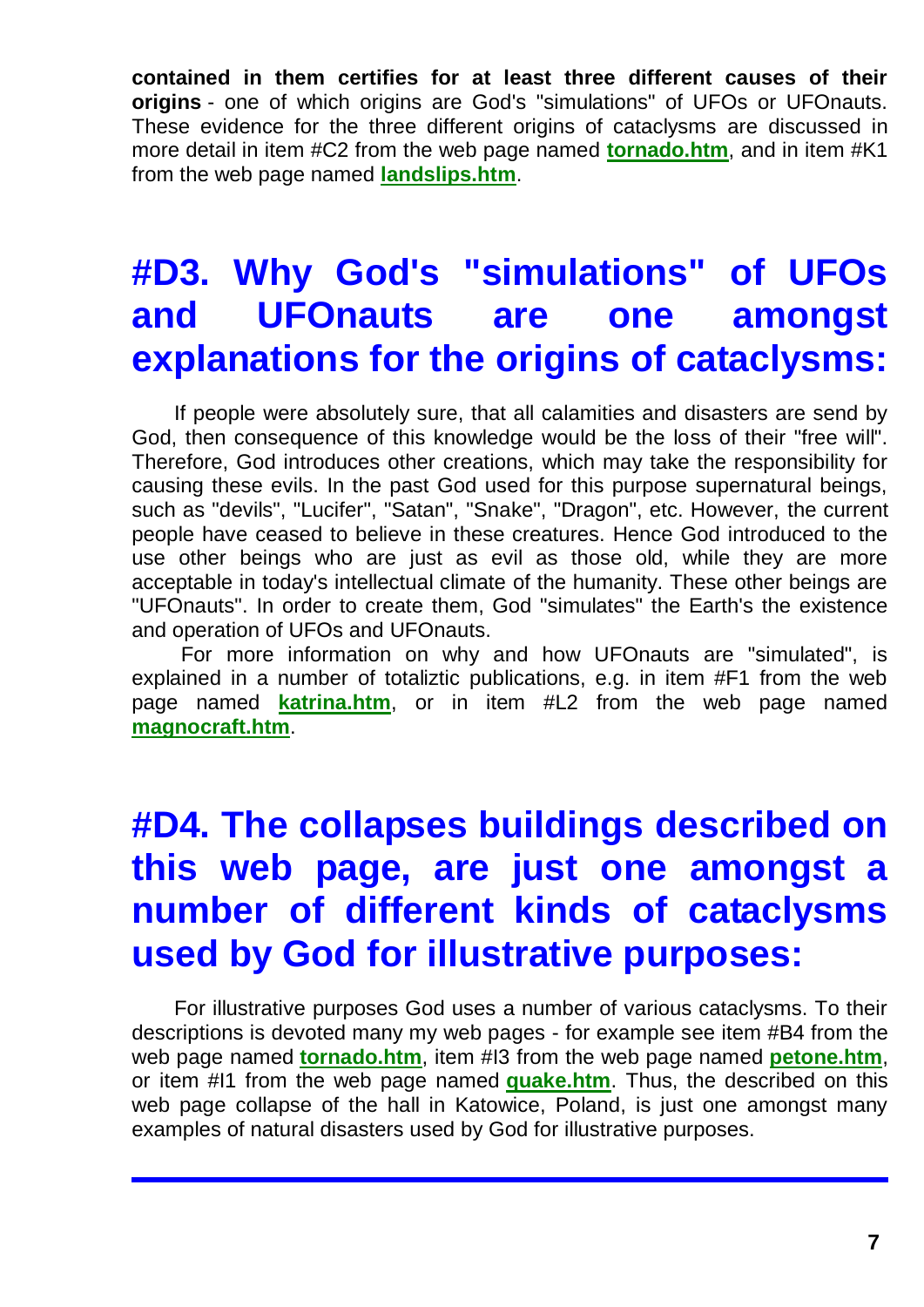**contained in them certifies for at least three different causes of their origins** - one of which origins are God's "simulations" of UFOs or UFOnauts. These evidence for the three different origins of cataclysms are discussed in more detail in item #C2 from the web page named **tornado.htm**, and in item #K1 from the web page named **landslips.htm**.

# #D3. Why God's "simulations" of UFOs and UFOnauts are one amongst explanations for the origins of cataclysms:

If people were absolutely sure, that all calamities and disasters are send by God, then consequence of this knowledge would be the loss of their "free will". Therefore, God introduces other creations, which may take the responsibility for causing these evils. In the past God used for this purpose supernatural beings, such as "devils", "Lucifer", "Satan", "Snake", "Dragon", etc. However, the current people have ceased to believe in these creatures. Hence God introduced to the use other beings who are just as evil as those old, while they are more acceptable in today's intellectual climate of the humanity. These other beings are "UFOnauts". In order to create them, God "simulates" the Earth's the existence and operation of UFOs and UFOnauts.

For more information on why and how UFOnauts are "simulated", is explained in a number of totaliztic publications, e.g. in item #F1 from the web page named **katrina.htm**, or in item #L2 from the web page named **magnocraft.htm**.

# #D4. The collapses buildings described on this web page, are just one amongst a number of different kinds of cataclysms used by God for illustrative purposes:

For illustrative purposes God uses a number of various cataclysms. To their descriptions is devoted many my web pages - for example see item #B4 from the web page named **tornado.htm**, item #I3 from the web page named **petone.htm**, or item #I1 from the web page named **quake.htm**. Thus, the described on this web page collapse of the hall in Katowice, Poland, is just one amongst many examples of natural disasters used by God for illustrative purposes.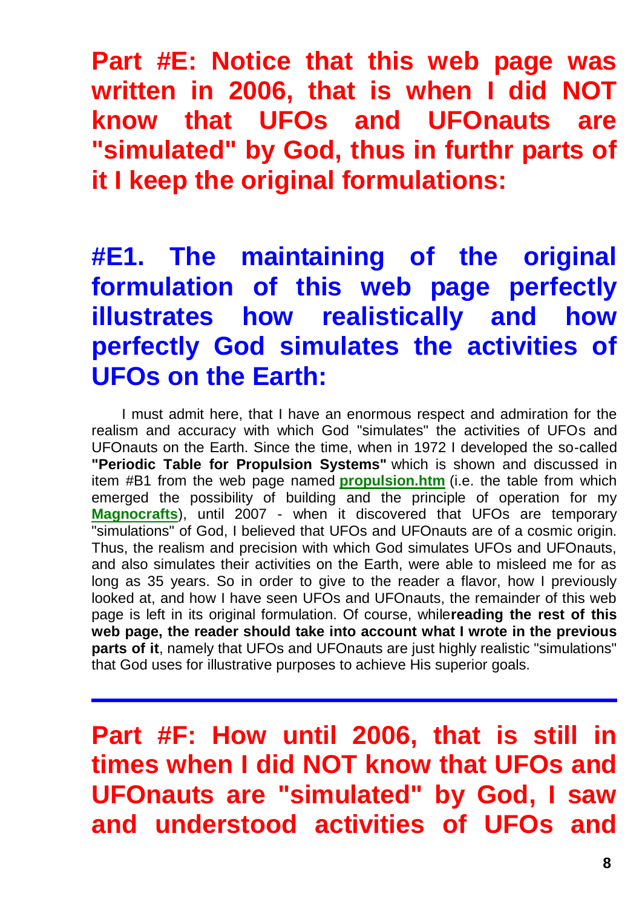## Part #E: Notice that this web page was written in 2006, that is when I did NOT know that UFOs and UFOnauts are "simulated" by God, thus in furthr parts of it I keep the original formulations:

### #E1. The maintaining of the original formulation of this web page perfectly illustrates how realistically and how perfectly God simulates the activities of UFOs on the Earth:

I must admit here, that I have an enormous respect and admiration for the realism and accuracy with which God "simulates" the activities of UFOs and UFOnauts on the Earth. Since the time, when in 1972 I developed the so-called **"Periodic Table for Propulsion Systems"** which is shown and discussed in item #B1 from the web page named **propulsion.htm** (i.e. the table from which emerged the possibility of building and the principle of operation for my **Magnocrafts**), until 2007 - when it discovered that UFOs are temporary "simulations" of God, I believed that UFOs and UFOnauts are of a cosmic origin. Thus, the realism and precision with which God simulates UFOs and UFOnauts, and also simulates their activities on the Earth, were able to misleed me for as long as 35 years. So in order to give to the reader a flavor, how I previously looked at, and how I have seen UFOs and UFOnauts, the remainder of this web page is left in its original formulation. Of course, while**reading the rest of this web page, the reader should take into account what I wrote in the previous parts of it**, namely that UFOs and UFOnauts are just highly realistic "simulations" that God uses for illustrative purposes to achieve His superior goals.

---

## Part #F: How until 2006, that is still in times when I did NOT know that UFOs and UFOnauts are "simulated" by God, I saw and understood activities of UFOs and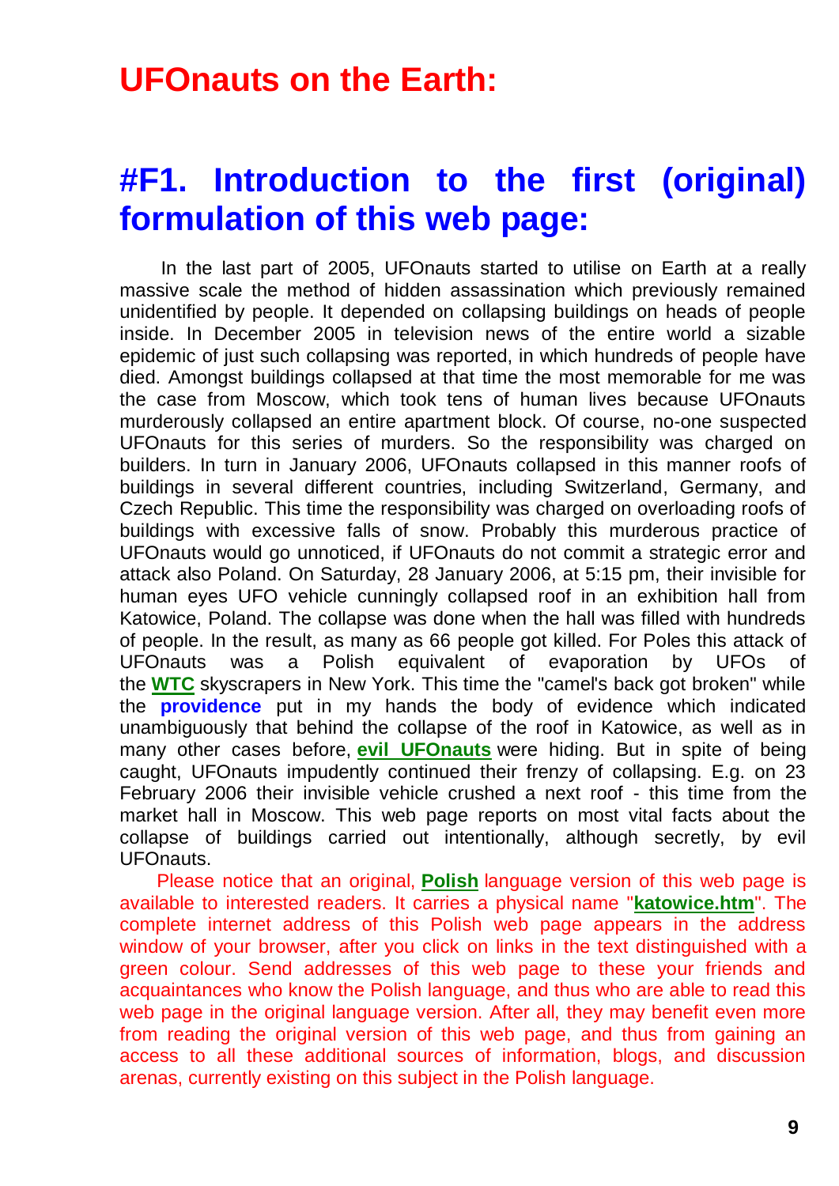# UFOnauts on the Earth:

## #F1. Introduction to the first (original) formulation of this web page:

In the last part of 2005, UFOnauts started to utilise on Earth at a really massive scale the method of hidden assassination which previously remained unidentified by people. It depended on collapsing buildings on heads of people inside. In December 2005 in television news of the entire world a sizable epidemic of just such collapsing was reported, in which hundreds of people have died. Amongst buildings collapsed at that time the most memorable for me was the case from Moscow, which took tens of human lives because UFOnauts murderously collapsed an entire apartment block. Of course, no-one suspected UFOnauts for this series of murders. So the responsibility was charged on builders. In turn in January 2006, UFOnauts collapsed in this manner roofs of buildings in several different countries, including Switzerland, Germany, and Czech Republic. This time the responsibility was charged on overloading roofs of buildings with excessive falls of snow. Probably this murderous practice of UFOnauts would go unnoticed, if UFOnauts do not commit a strategic error and attack also Poland. On Saturday, 28 January 2006, at 5:15 pm, their invisible for human eyes UFO vehicle cunningly collapsed roof in an exhibition hall from Katowice, Poland. The collapse was done when the hall was filled with hundreds of people. In the result, as many as 66 people got killed. For Poles this attack of UFOnauts was a Polish equivalent of evaporation by UFOs of the **WTC** skyscrapers in New York. This time the "camel's back got broken" while the **providence** put in my hands the body of evidence which indicated unambiguously that behind the collapse of the roof in Katowice, as well as in many other cases before, **evil UFOnauts** were hiding. But in spite of being caught, UFOnauts impudently continued their frenzy of collapsing. E.g. on 23 February 2006 their invisible vehicle crushed a next roof - this time from the market hall in Moscow. This web page reports on most vital facts about the collapse of buildings carried out intentionally, although secretly, by evil UFOnauts.

Please notice that an original, **Polish** language version of this web page is available to interested readers. It carries a physical name "**katowice.htm**". The complete internet address of this Polish web page appears in the address window of your browser, after you click on links in the text distinguished with a green colour. Send addresses of this web page to these your friends and acquaintances who know the Polish language, and thus who are able to read this web page in the original language version. After all, they may benefit even more from reading the original version of this web page, and thus from gaining an access to all these additional sources of information, blogs, and discussion arenas, currently existing on this subject in the Polish language.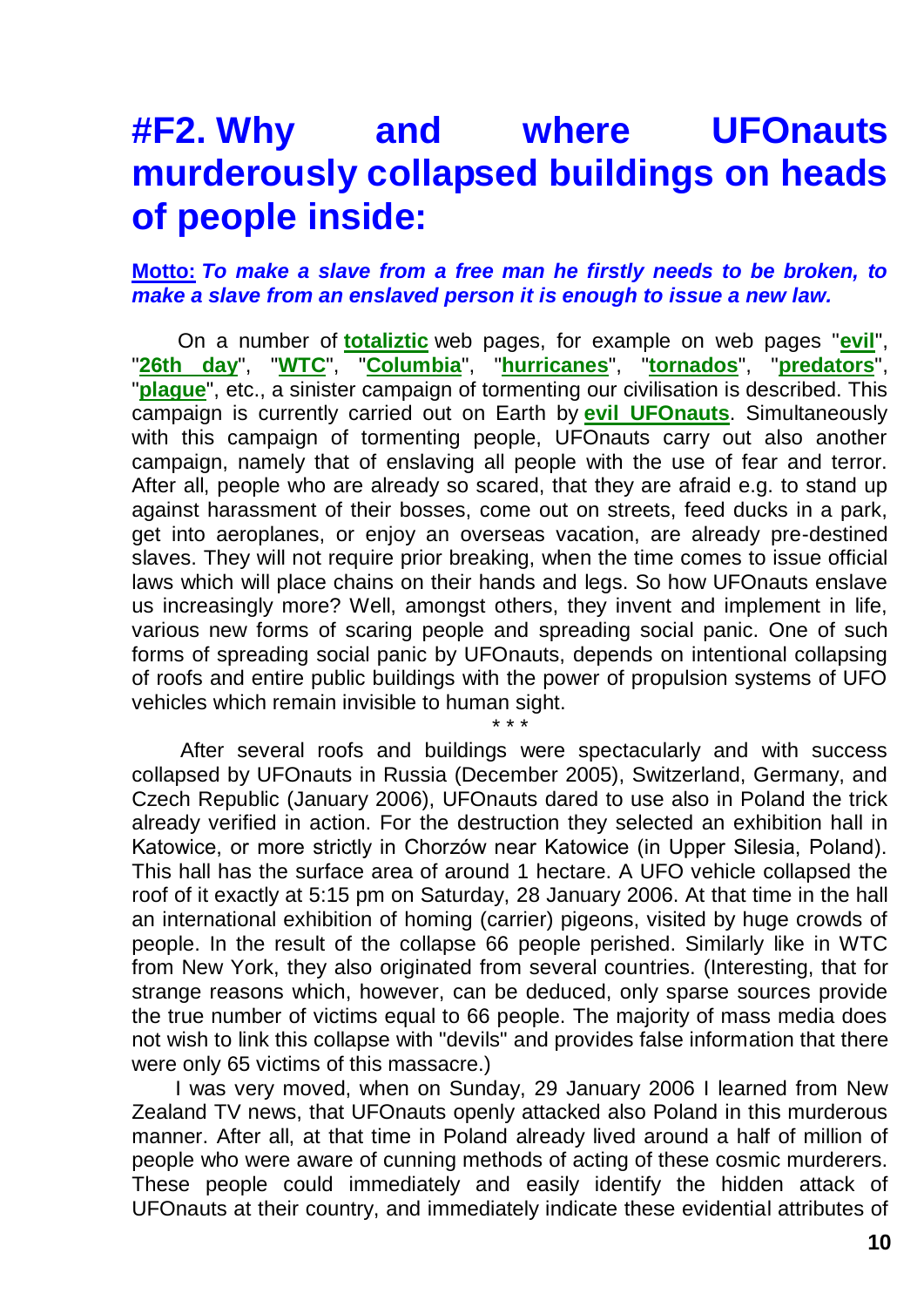# #F2. Why and where UFOnauts murderously collapsed buildings on heads of people inside:

**Motto:** ***To make a slave from a free man he firstly needs to be broken, to make a slave from an enslaved person it is enough to issue a new law.***

On a number of **totaliztic** web pages, for example on web pages "**evil**", "**26th day**", "**WTC**", "**Columbia**", "**hurricanes**", "**tornados**", "**predators**", "**plague**", etc., a sinister campaign of tormenting our civilisation is described. This campaign is currently carried out on Earth by **evil UFOnauts**. Simultaneously with this campaign of tormenting people, UFOnauts carry out also another campaign, namely that of enslaving all people with the use of fear and terror. After all, people who are already so scared, that they are afraid e.g. to stand up against harassment of their bosses, come out on streets, feed ducks in a park, get into aeroplanes, or enjoy an overseas vacation, are already pre-destined slaves. They will not require prior breaking, when the time comes to issue official laws which will place chains on their hands and legs. So how UFOnauts enslave us increasingly more? Well, amongst others, they invent and implement in life, various new forms of scaring people and spreading social panic. One of such forms of spreading social panic by UFOnauts, depends on intentional collapsing of roofs and entire public buildings with the power of propulsion systems of UFO vehicles which remain invisible to human sight.

\* \* \*

After several roofs and buildings were spectacularly and with success collapsed by UFOnauts in Russia (December 2005), Switzerland, Germany, and Czech Republic (January 2006), UFOnauts dared to use also in Poland the trick already verified in action. For the destruction they selected an exhibition hall in Katowice, or more strictly in Chorzów near Katowice (in Upper Silesia, Poland). This hall has the surface area of around 1 hectare. A UFO vehicle collapsed the roof of it exactly at 5:15 pm on Saturday, 28 January 2006. At that time in the hall an international exhibition of homing (carrier) pigeons, visited by huge crowds of people. In the result of the collapse 66 people perished. Similarly like in WTC from New York, they also originated from several countries. (Interesting, that for strange reasons which, however, can be deduced, only sparse sources provide the true number of victims equal to 66 people. The majority of mass media does not wish to link this collapse with "devils" and provides false information that there were only 65 victims of this massacre.)

I was very moved, when on Sunday, 29 January 2006 I learned from New Zealand TV news, that UFOnauts openly attacked also Poland in this murderous manner. After all, at that time in Poland already lived around a half of million of people who were aware of cunning methods of acting of these cosmic murderers. These people could immediately and easily identify the hidden attack of UFOnauts at their country, and immediately indicate these evidential attributes of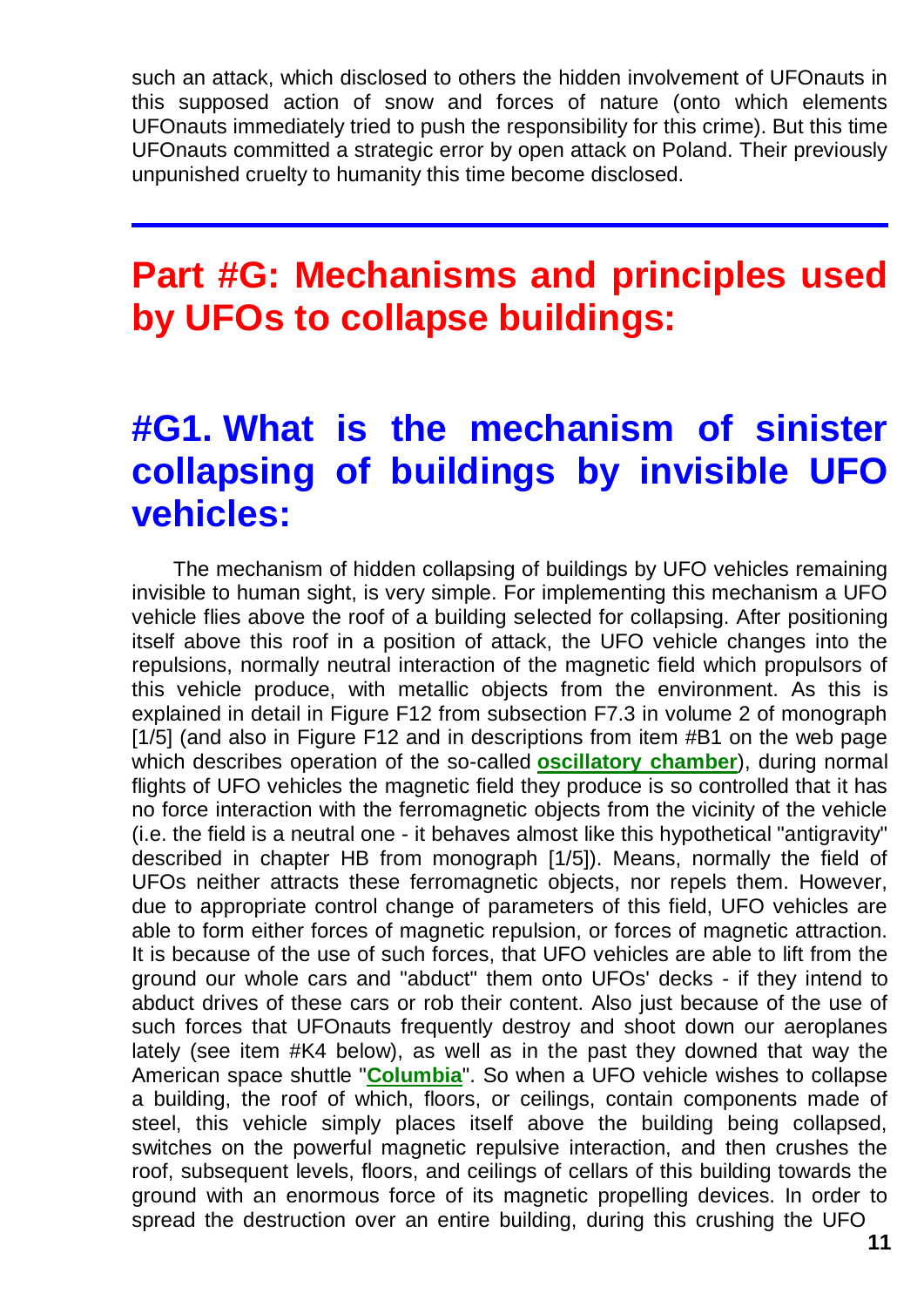such an attack, which disclosed to others the hidden involvement of UFOnauts in this supposed action of snow and forces of nature (onto which elements UFOnauts immediately tried to push the responsibility for this crime). But this time UFOnauts committed a strategic error by open attack on Poland. Their previously unpunished cruelty to humanity this time become disclosed.

---

# Part #G: Mechanisms and principles used by UFOs to collapse buildings:

## #G1. What is the mechanism of sinister collapsing of buildings by invisible UFO vehicles:

The mechanism of hidden collapsing of buildings by UFO vehicles remaining invisible to human sight, is very simple. For implementing this mechanism a UFO vehicle flies above the roof of a building selected for collapsing. After positioning itself above this roof in a position of attack, the UFO vehicle changes into the repulsions, normally neutral interaction of the magnetic field which propulsors of this vehicle produce, with metallic objects from the environment. As this is explained in detail in Figure F12 from subsection F7.3 in volume 2 of monograph [1/5] (and also in Figure F12 and in descriptions from item #B1 on the web page which describes operation of the so-called **oscillatory chamber**), during normal flights of UFO vehicles the magnetic field they produce is so controlled that it has no force interaction with the ferromagnetic objects from the vicinity of the vehicle (i.e. the field is a neutral one - it behaves almost like this hypothetical "antigravity" described in chapter HB from monograph [1/5]). Means, normally the field of UFOs neither attracts these ferromagnetic objects, nor repels them. However, due to appropriate control change of parameters of this field, UFO vehicles are able to form either forces of magnetic repulsion, or forces of magnetic attraction. It is because of the use of such forces, that UFO vehicles are able to lift from the ground our whole cars and "abduct" them onto UFOs' decks - if they intend to abduct drives of these cars or rob their content. Also just because of the use of such forces that UFOnauts frequently destroy and shoot down our aeroplanes lately (see item #K4 below), as well as in the past they downed that way the American space shuttle "**Columbia**". So when a UFO vehicle wishes to collapse a building, the roof of which, floors, or ceilings, contain components made of steel, this vehicle simply places itself above the building being collapsed, switches on the powerful magnetic repulsive interaction, and then crushes the roof, subsequent levels, floors, and ceilings of cellars of this building towards the ground with an enormous force of its magnetic propelling devices. In order to spread the destruction over an entire building, during this crushing the UFO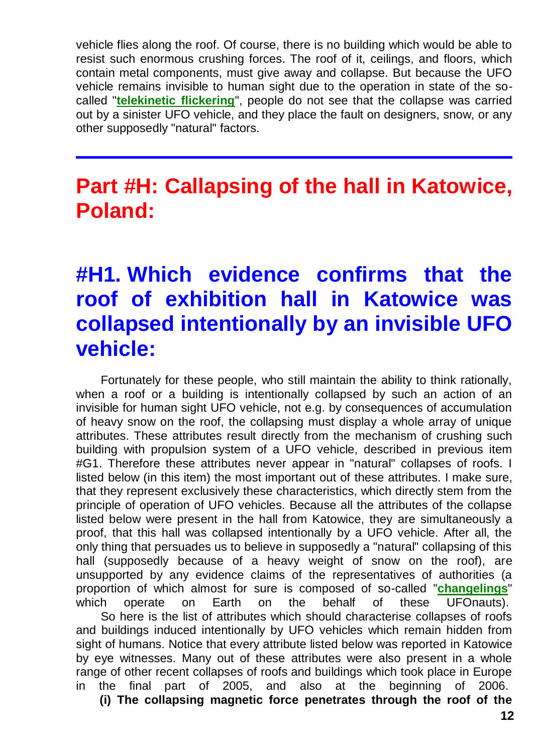vehicle flies along the roof. Of course, there is no building which would be able to resist such enormous crushing forces. The roof of it, ceilings, and floors, which contain metal components, must give away and collapse. But because the UFO vehicle remains invisible to human sight due to the operation in state of the so-called "**telekinetic flickering**", people do not see that the collapse was carried out by a sinister UFO vehicle, and they place the fault on designers, snow, or any other supposedly "natural" factors.

---

# Part #H: Callapsing of the hall in Katowice, Poland:

## #H1. Which evidence confirms that the roof of exhibition hall in Katowice was collapsed intentionally by an invisible UFO vehicle:

Fortunately for these people, who still maintain the ability to think rationally, when a roof or a building is intentionally collapsed by such an action of an invisible for human sight UFO vehicle, not e.g. by consequences of accumulation of heavy snow on the roof, the collapsing must display a whole array of unique attributes. These attributes result directly from the mechanism of crushing such building with propulsion system of a UFO vehicle, described in previous item #G1. Therefore these attributes never appear in "natural" collapses of roofs. I listed below (in this item) the most important out of these attributes. I make sure, that they represent exclusively these characteristics, which directly stem from the principle of operation of UFO vehicles. Because all the attributes of the collapse listed below were present in the hall from Katowice, they are simultaneously a proof, that this hall was collapsed intentionally by a UFO vehicle. After all, the only thing that persuades us to believe in supposedly a "natural" collapsing of this hall (supposedly because of a heavy weight of snow on the roof), are unsupported by any evidence claims of the representatives of authorities (a proportion of which almost for sure is composed of so-called "**changelings**" which operate on Earth on the behalf of these UFOnauts).

So here is the list of attributes which should characterise collapses of roofs and buildings induced intentionally by UFO vehicles which remain hidden from sight of humans. Notice that every attribute listed below was reported in Katowice by eye witnesses. Many out of these attributes were also present in a whole range of other recent collapses of roofs and buildings which took place in Europe in the final part of 2005, and also at the beginning of 2006.

**(i) The collapsing magnetic force penetrates through the roof of the**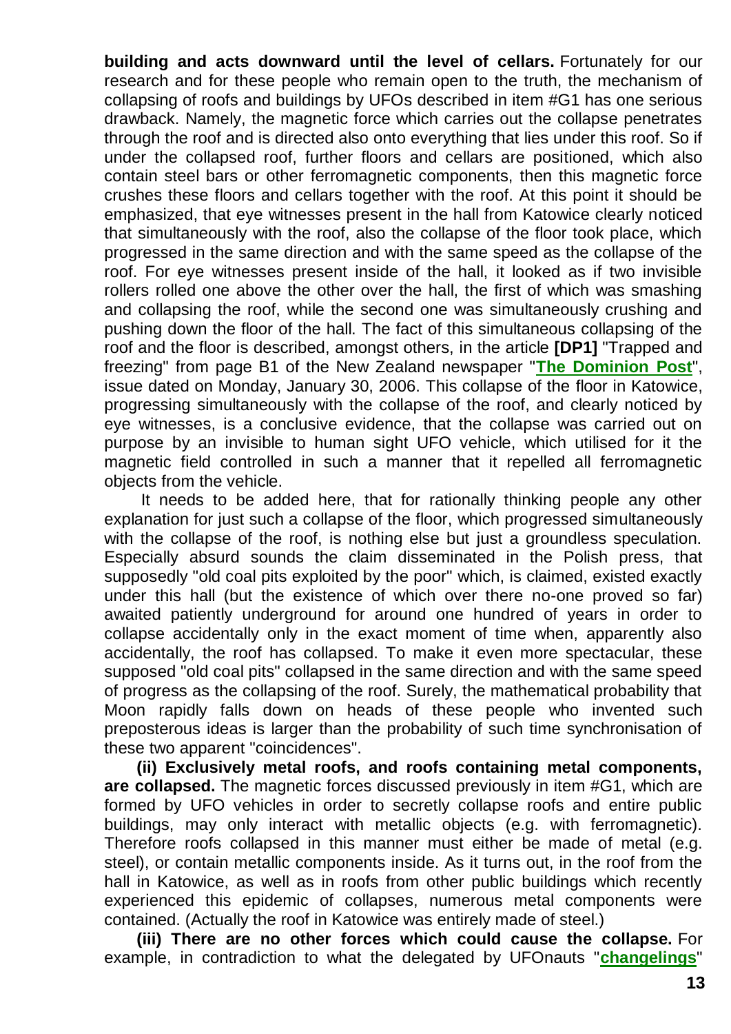**building and acts downward until the level of cellars.** Fortunately for our research and for these people who remain open to the truth, the mechanism of collapsing of roofs and buildings by UFOs described in item #G1 has one serious drawback. Namely, the magnetic force which carries out the collapse penetrates through the roof and is directed also onto everything that lies under this roof. So if under the collapsed roof, further floors and cellars are positioned, which also contain steel bars or other ferromagnetic components, then this magnetic force crushes these floors and cellars together with the roof. At this point it should be emphasized, that eye witnesses present in the hall from Katowice clearly noticed that simultaneously with the roof, also the collapse of the floor took place, which progressed in the same direction and with the same speed as the collapse of the roof. For eye witnesses present inside of the hall, it looked as if two invisible rollers rolled one above the other over the hall, the first of which was smashing and collapsing the roof, while the second one was simultaneously crushing and pushing down the floor of the hall. The fact of this simultaneous collapsing of the roof and the floor is described, amongst others, in the article **[DP1]** "Trapped and freezing" from page B1 of the New Zealand newspaper "**The Dominion Post**", issue dated on Monday, January 30, 2006. This collapse of the floor in Katowice, progressing simultaneously with the collapse of the roof, and clearly noticed by eye witnesses, is a conclusive evidence, that the collapse was carried out on purpose by an invisible to human sight UFO vehicle, which utilised for it the magnetic field controlled in such a manner that it repelled all ferromagnetic objects from the vehicle.

It needs to be added here, that for rationally thinking people any other explanation for just such a collapse of the floor, which progressed simultaneously with the collapse of the roof, is nothing else but just a groundless speculation. Especially absurd sounds the claim disseminated in the Polish press, that supposedly "old coal pits exploited by the poor" which, is claimed, existed exactly under this hall (but the existence of which over there no-one proved so far) awaited patiently underground for around one hundred of years in order to collapse accidentally only in the exact moment of time when, apparently also accidentally, the roof has collapsed. To make it even more spectacular, these supposed "old coal pits" collapsed in the same direction and with the same speed of progress as the collapsing of the roof. Surely, the mathematical probability that Moon rapidly falls down on heads of these people who invented such preposterous ideas is larger than the probability of such time synchronisation of these two apparent "coincidences".

**(ii) Exclusively metal roofs, and roofs containing metal components, are collapsed.** The magnetic forces discussed previously in item #G1, which are formed by UFO vehicles in order to secretly collapse roofs and entire public buildings, may only interact with metallic objects (e.g. with ferromagnetic). Therefore roofs collapsed in this manner must either be made of metal (e.g. steel), or contain metallic components inside. As it turns out, in the roof from the hall in Katowice, as well as in roofs from other public buildings which recently experienced this epidemic of collapses, numerous metal components were contained. (Actually the roof in Katowice was entirely made of steel.)

**(iii) There are no other forces which could cause the collapse.** For example, in contradiction to what the delegated by UFOnauts "**changelings**"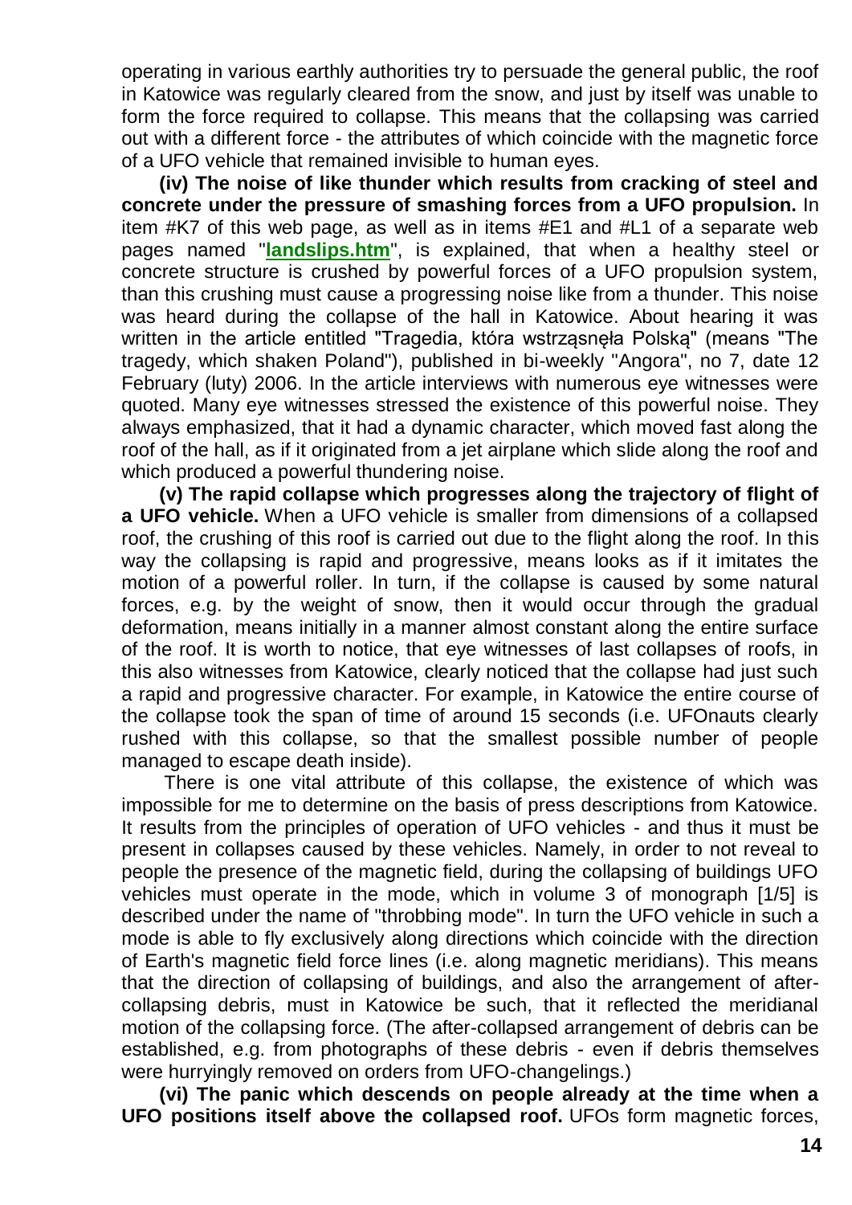operating in various earthly authorities try to persuade the general public, the roof in Katowice was regularly cleared from the snow, and just by itself was unable to form the force required to collapse. This means that the collapsing was carried out with a different force - the attributes of which coincide with the magnetic force of a UFO vehicle that remained invisible to human eyes.

**(iv) The noise of like thunder which results from cracking of steel and concrete under the pressure of smashing forces from a UFO propulsion.** In item #K7 of this web page, as well as in items #E1 and #L1 of a separate web pages named "**landslips.htm**", is explained, that when a healthy steel or concrete structure is crushed by powerful forces of a UFO propulsion system, than this crushing must cause a progressing noise like from a thunder. This noise was heard during the collapse of the hall in Katowice. About hearing it was written in the article entitled "Tragedia, która wstrząsnęła Polską" (means "The tragedy, which shaken Poland"), published in bi-weekly "Angora", no 7, date 12 February (luty) 2006. In the article interviews with numerous eye witnesses were quoted. Many eye witnesses stressed the existence of this powerful noise. They always emphasized, that it had a dynamic character, which moved fast along the roof of the hall, as if it originated from a jet airplane which slide along the roof and which produced a powerful thundering noise.

**(v) The rapid collapse which progresses along the trajectory of flight of a UFO vehicle.** When a UFO vehicle is smaller from dimensions of a collapsed roof, the crushing of this roof is carried out due to the flight along the roof. In this way the collapsing is rapid and progressive, means looks as if it imitates the motion of a powerful roller. In turn, if the collapse is caused by some natural forces, e.g. by the weight of snow, then it would occur through the gradual deformation, means initially in a manner almost constant along the entire surface of the roof. It is worth to notice, that eye witnesses of last collapses of roofs, in this also witnesses from Katowice, clearly noticed that the collapse had just such a rapid and progressive character. For example, in Katowice the entire course of the collapse took the span of time of around 15 seconds (i.e. UFOnauts clearly rushed with this collapse, so that the smallest possible number of people managed to escape death inside).

There is one vital attribute of this collapse, the existence of which was impossible for me to determine on the basis of press descriptions from Katowice. It results from the principles of operation of UFO vehicles - and thus it must be present in collapses caused by these vehicles. Namely, in order to not reveal to people the presence of the magnetic field, during the collapsing of buildings UFO vehicles must operate in the mode, which in volume 3 of monograph [1/5] is described under the name of "throbbing mode". In turn the UFO vehicle in such a mode is able to fly exclusively along directions which coincide with the direction of Earth's magnetic field force lines (i.e. along magnetic meridians). This means that the direction of collapsing of buildings, and also the arrangement of after-collapsing debris, must in Katowice be such, that it reflected the meridianal motion of the collapsing force. (The after-collapsed arrangement of debris can be established, e.g. from photographs of these debris - even if debris themselves were hurryingly removed on orders from UFO-changelings.)

**(vi) The panic which descends on people already at the time when a UFO positions itself above the collapsed roof.** UFOs form magnetic forces,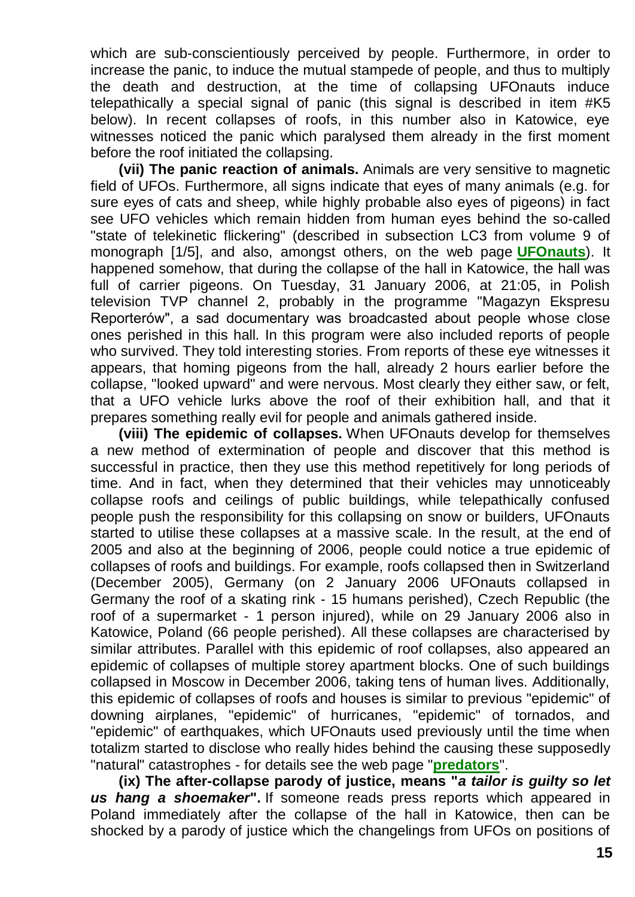which are sub-conscientiously perceived by people. Furthermore, in order to increase the panic, to induce the mutual stampede of people, and thus to multiply the death and destruction, at the time of collapsing UFOnauts induce telepathically a special signal of panic (this signal is described in item #K5 below). In recent collapses of roofs, in this number also in Katowice, eye witnesses noticed the panic which paralysed them already in the first moment before the roof initiated the collapsing.

**(vii) The panic reaction of animals.** Animals are very sensitive to magnetic field of UFOs. Furthermore, all signs indicate that eyes of many animals (e.g. for sure eyes of cats and sheep, while highly probable also eyes of pigeons) in fact see UFO vehicles which remain hidden from human eyes behind the so-called "state of telekinetic flickering" (described in subsection LC3 from volume 9 of monograph [1/5], and also, amongst others, on the web page **UFOnauts**). It happened somehow, that during the collapse of the hall in Katowice, the hall was full of carrier pigeons. On Tuesday, 31 January 2006, at 21:05, in Polish television TVP channel 2, probably in the programme "Magazyn Ekspresu Reporterów", a sad documentary was broadcasted about people whose close ones perished in this hall. In this program were also included reports of people who survived. They told interesting stories. From reports of these eye witnesses it appears, that homing pigeons from the hall, already 2 hours earlier before the collapse, "looked upward" and were nervous. Most clearly they either saw, or felt, that a UFO vehicle lurks above the roof of their exhibition hall, and that it prepares something really evil for people and animals gathered inside.

**(viii) The epidemic of collapses.** When UFOnauts develop for themselves a new method of extermination of people and discover that this method is successful in practice, then they use this method repetitively for long periods of time. And in fact, when they determined that their vehicles may unnoticeably collapse roofs and ceilings of public buildings, while telepathically confused people push the responsibility for this collapsing on snow or builders, UFOnauts started to utilise these collapses at a massive scale. In the result, at the end of 2005 and also at the beginning of 2006, people could notice a true epidemic of collapses of roofs and buildings. For example, roofs collapsed then in Switzerland (December 2005), Germany (on 2 January 2006 UFOnauts collapsed in Germany the roof of a skating rink - 15 humans perished), Czech Republic (the roof of a supermarket - 1 person injured), while on 29 January 2006 also in Katowice, Poland (66 people perished). All these collapses are characterised by similar attributes. Parallel with this epidemic of roof collapses, also appeared an epidemic of collapses of multiple storey apartment blocks. One of such buildings collapsed in Moscow in December 2006, taking tens of human lives. Additionally, this epidemic of collapses of roofs and houses is similar to previous "epidemic" of downing airplanes, "epidemic" of hurricanes, "epidemic" of tornados, and "epidemic" of earthquakes, which UFOnauts used previously until the time when totalizm started to disclose who really hides behind the causing these supposedly "natural" catastrophes - for details see the web page "**predators**".

**(ix) The after-collapse parody of justice, means "*a tailor is guilty so let us hang a shoemaker*".** If someone reads press reports which appeared in Poland immediately after the collapse of the hall in Katowice, then can be shocked by a parody of justice which the changelings from UFOs on positions of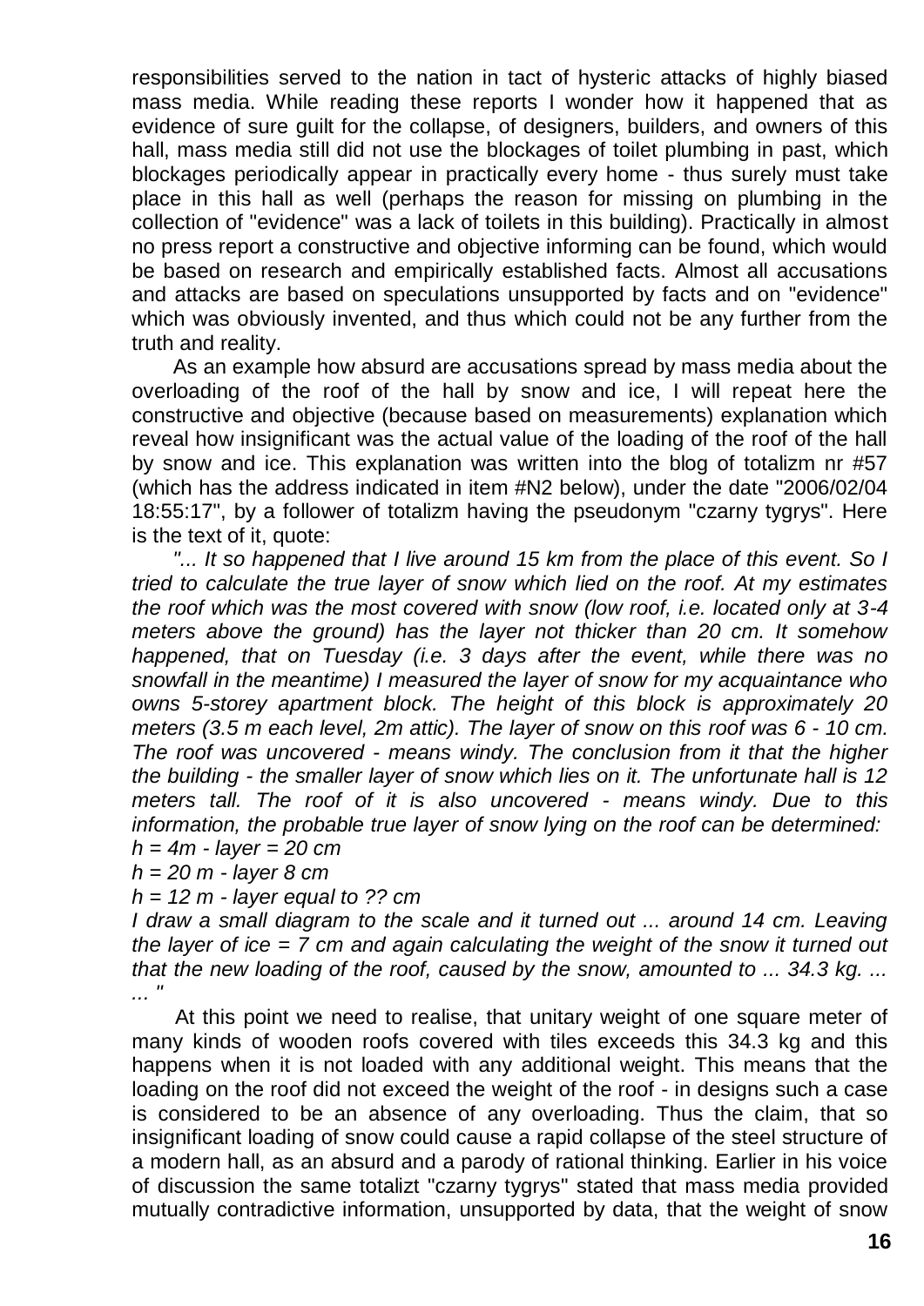responsibilities served to the nation in tact of hysteric attacks of highly biased mass media. While reading these reports I wonder how it happened that as evidence of sure guilt for the collapse, of designers, builders, and owners of this hall, mass media still did not use the blockages of toilet plumbing in past, which blockages periodically appear in practically every home - thus surely must take place in this hall as well (perhaps the reason for missing on plumbing in the collection of "evidence" was a lack of toilets in this building). Practically in almost no press report a constructive and objective informing can be found, which would be based on research and empirically established facts. Almost all accusations and attacks are based on speculations unsupported by facts and on "evidence" which was obviously invented, and thus which could not be any further from the truth and reality.

As an example how absurd are accusations spread by mass media about the overloading of the roof of the hall by snow and ice, I will repeat here the constructive and objective (because based on measurements) explanation which reveal how insignificant was the actual value of the loading of the roof of the hall by snow and ice. This explanation was written into the blog of totalizm nr #57 (which has the address indicated in item #N2 below), under the date "2006/02/04 18:55:17", by a follower of totalizm having the pseudonym "czarny tygrys". Here is the text of it, quote:

*"... It so happened that I live around 15 km from the place of this event. So I tried to calculate the true layer of snow which lied on the roof. At my estimates the roof which was the most covered with snow (low roof, i.e. located only at 3-4 meters above the ground) has the layer not thicker than 20 cm. It somehow happened, that on Tuesday (i.e. 3 days after the event, while there was no snowfall in the meantime) I measured the layer of snow for my acquaintance who owns 5-storey apartment block. The height of this block is approximately 20 meters (3.5 m each level, 2m attic). The layer of snow on this roof was 6 - 10 cm. The roof was uncovered - means windy. The conclusion from it that the higher the building - the smaller layer of snow which lies on it. The unfortunate hall is 12 meters tall. The roof of it is also uncovered - means windy. Due to this information, the probable true layer of snow lying on the roof can be determined:*
*h = 4m - layer = 20 cm*
*h = 20 m - layer 8 cm*
*h = 12 m - layer equal to ?? cm*
*I draw a small diagram to the scale and it turned out ... around 14 cm. Leaving the layer of ice = 7 cm and again calculating the weight of the snow it turned out that the new loading of the roof, caused by the snow, amounted to ... 34.3 kg. ... ... "*

At this point we need to realise, that unitary weight of one square meter of many kinds of wooden roofs covered with tiles exceeds this 34.3 kg and this happens when it is not loaded with any additional weight. This means that the loading on the roof did not exceed the weight of the roof - in designs such a case is considered to be an absence of any overloading. Thus the claim, that so insignificant loading of snow could cause a rapid collapse of the steel structure of a modern hall, as an absurd and a parody of rational thinking. Earlier in his voice of discussion the same totalizt "czarny tygrys" stated that mass media provided mutually contradictive information, unsupported by data, that the weight of snow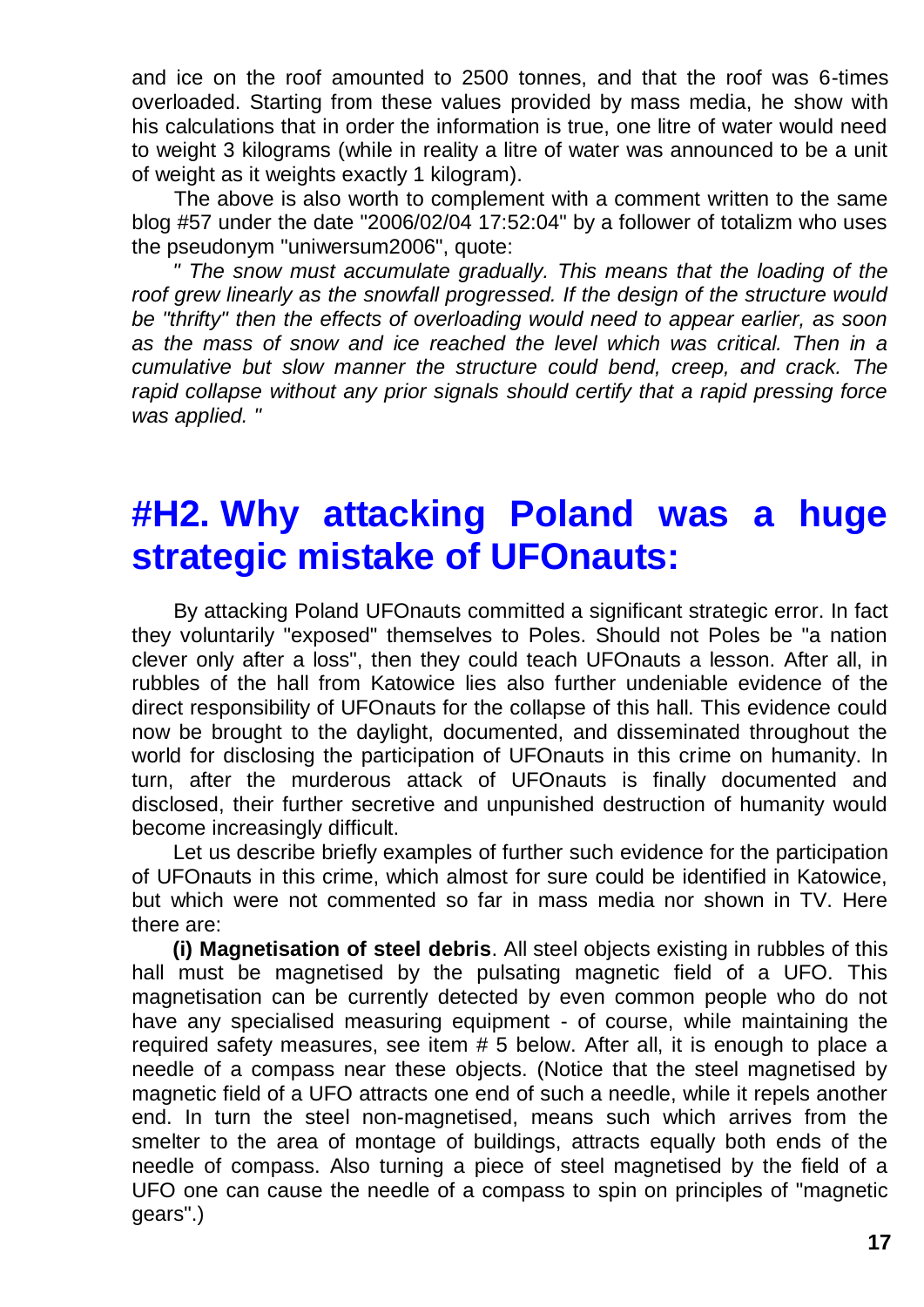and ice on the roof amounted to 2500 tonnes, and that the roof was 6-times overloaded. Starting from these values provided by mass media, he show with his calculations that in order the information is true, one litre of water would need to weight 3 kilograms (while in reality a litre of water was announced to be a unit of weight as it weights exactly 1 kilogram).

The above is also worth to complement with a comment written to the same blog #57 under the date "2006/02/04 17:52:04" by a follower of totalizm who uses the pseudonym "uniwersum2006", quote:

*" The snow must accumulate gradually. This means that the loading of the roof grew linearly as the snowfall progressed. If the design of the structure would be "thrifty" then the effects of overloading would need to appear earlier, as soon as the mass of snow and ice reached the level which was critical. Then in a cumulative but slow manner the structure could bend, creep, and crack. The rapid collapse without any prior signals should certify that a rapid pressing force was applied. "*

# #H2. Why attacking Poland was a huge strategic mistake of UFOnauts:

By attacking Poland UFOnauts committed a significant strategic error. In fact they voluntarily "exposed" themselves to Poles. Should not Poles be "a nation clever only after a loss", then they could teach UFOnauts a lesson. After all, in rubbles of the hall from Katowice lies also further undeniable evidence of the direct responsibility of UFOnauts for the collapse of this hall. This evidence could now be brought to the daylight, documented, and disseminated throughout the world for disclosing the participation of UFOnauts in this crime on humanity. In turn, after the murderous attack of UFOnauts is finally documented and disclosed, their further secretive and unpunished destruction of humanity would become increasingly difficult.

Let us describe briefly examples of further such evidence for the participation of UFOnauts in this crime, which almost for sure could be identified in Katowice, but which were not commented so far in mass media nor shown in TV. Here there are:

**(i) Magnetisation of steel debris**. All steel objects existing in rubbles of this hall must be magnetised by the pulsating magnetic field of a UFO. This magnetisation can be currently detected by even common people who do not have any specialised measuring equipment - of course, while maintaining the required safety measures, see item # 5 below. After all, it is enough to place a needle of a compass near these objects. (Notice that the steel magnetised by magnetic field of a UFO attracts one end of such a needle, while it repels another end. In turn the steel non-magnetised, means such which arrives from the smelter to the area of montage of buildings, attracts equally both ends of the needle of compass. Also turning a piece of steel magnetised by the field of a UFO one can cause the needle of a compass to spin on principles of "magnetic gears".)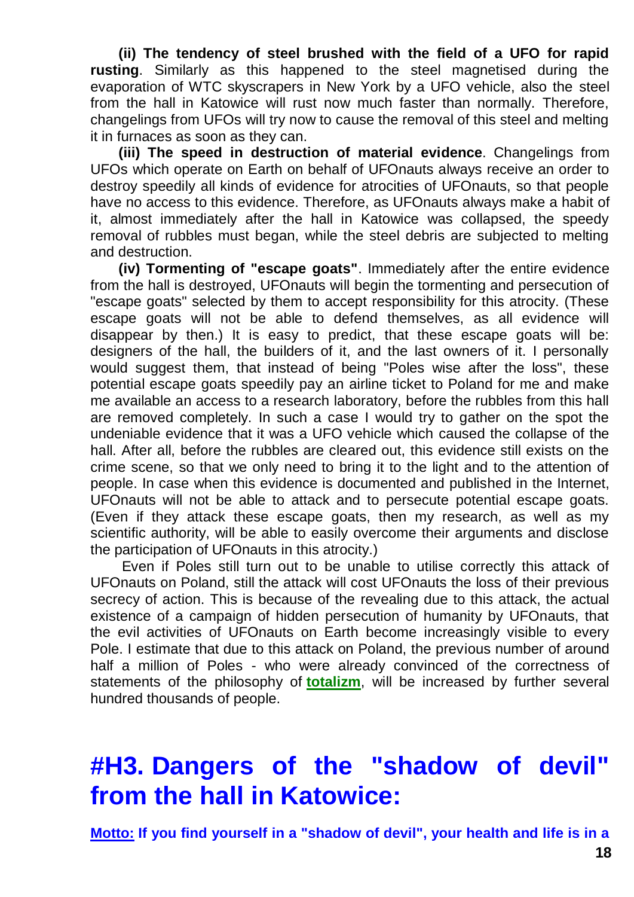**(ii) The tendency of steel brushed with the field of a UFO for rapid rusting**. Similarly as this happened to the steel magnetised during the evaporation of WTC skyscrapers in New York by a UFO vehicle, also the steel from the hall in Katowice will rust now much faster than normally. Therefore, changelings from UFOs will try now to cause the removal of this steel and melting it in furnaces as soon as they can.

**(iii) The speed in destruction of material evidence**. Changelings from UFOs which operate on Earth on behalf of UFOnauts always receive an order to destroy speedily all kinds of evidence for atrocities of UFOnauts, so that people have no access to this evidence. Therefore, as UFOnauts always make a habit of it, almost immediately after the hall in Katowice was collapsed, the speedy removal of rubbles must began, while the steel debris are subjected to melting and destruction.

**(iv) Tormenting of "escape goats"**. Immediately after the entire evidence from the hall is destroyed, UFOnauts will begin the tormenting and persecution of "escape goats" selected by them to accept responsibility for this atrocity. (These escape goats will not be able to defend themselves, as all evidence will disappear by then.) It is easy to predict, that these escape goats will be: designers of the hall, the builders of it, and the last owners of it. I personally would suggest them, that instead of being "Poles wise after the loss", these potential escape goats speedily pay an airline ticket to Poland for me and make me available an access to a research laboratory, before the rubbles from this hall are removed completely. In such a case I would try to gather on the spot the undeniable evidence that it was a UFO vehicle which caused the collapse of the hall. After all, before the rubbles are cleared out, this evidence still exists on the crime scene, so that we only need to bring it to the light and to the attention of people. In case when this evidence is documented and published in the Internet, UFOnauts will not be able to attack and to persecute potential escape goats. (Even if they attack these escape goats, then my research, as well as my scientific authority, will be able to easily overcome their arguments and disclose the participation of UFOnauts in this atrocity.)

Even if Poles still turn out to be unable to utilise correctly this attack of UFOnauts on Poland, still the attack will cost UFOnauts the loss of their previous secrecy of action. This is because of the revealing due to this attack, the actual existence of a campaign of hidden persecution of humanity by UFOnauts, that the evil activities of UFOnauts on Earth become increasingly visible to every Pole. I estimate that due to this attack on Poland, the previous number of around half a million of Poles - who were already convinced of the correctness of statements of the philosophy of **totalizm**, will be increased by further several hundred thousands of people.

# #H3. Dangers of the "shadow of devil" from the hall in Katowice:

**Motto: If you find yourself in a "shadow of devil", your health and life is in a**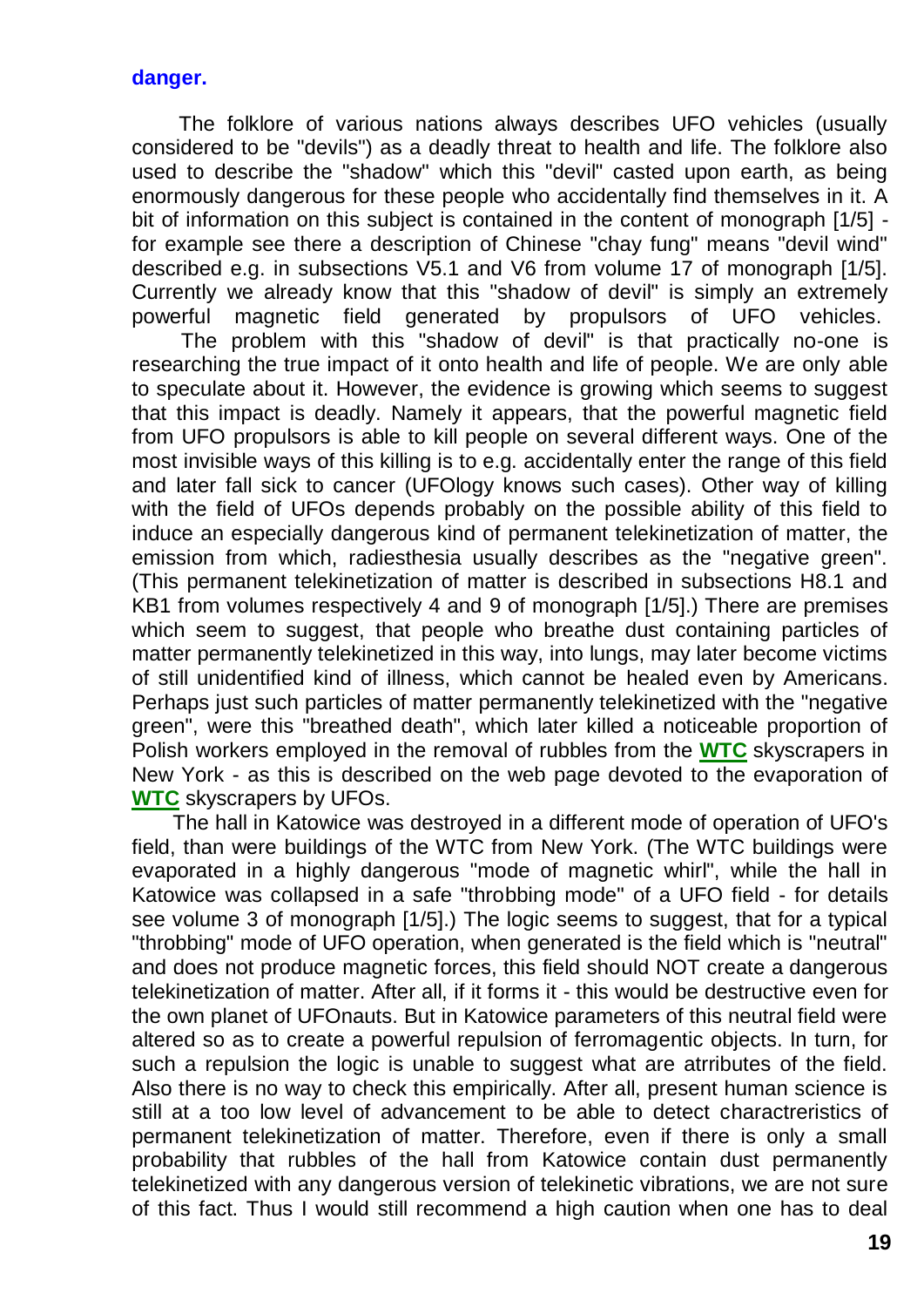**danger.**

The folklore of various nations always describes UFO vehicles (usually considered to be "devils") as a deadly threat to health and life. The folklore also used to describe the "shadow" which this "devil" casted upon earth, as being enormously dangerous for these people who accidentally find themselves in it. A bit of information on this subject is contained in the content of monograph [1/5] - for example see there a description of Chinese "chay fung" means "devil wind" described e.g. in subsections V5.1 and V6 from volume 17 of monograph [1/5]. Currently we already know that this "shadow of devil" is simply an extremely powerful magnetic field generated by propulsors of UFO vehicles.

The problem with this "shadow of devil" is that practically no-one is researching the true impact of it onto health and life of people. We are only able to speculate about it. However, the evidence is growing which seems to suggest that this impact is deadly. Namely it appears, that the powerful magnetic field from UFO propulsors is able to kill people on several different ways. One of the most invisible ways of this killing is to e.g. accidentally enter the range of this field and later fall sick to cancer (UFOlogy knows such cases). Other way of killing with the field of UFOs depends probably on the possible ability of this field to induce an especially dangerous kind of permanent telekinetization of matter, the emission from which, radiesthesia usually describes as the "negative green". (This permanent telekinetization of matter is described in subsections H8.1 and KB1 from volumes respectively 4 and 9 of monograph [1/5].) There are premises which seem to suggest, that people who breathe dust containing particles of matter permanently telekinetized in this way, into lungs, may later become victims of still unidentified kind of illness, which cannot be healed even by Americans. Perhaps just such particles of matter permanently telekinetized with the "negative green", were this "breathed death", which later killed a noticeable proportion of Polish workers employed in the removal of rubbles from the **WTC** skyscrapers in New York - as this is described on the web page devoted to the evaporation of **WTC** skyscrapers by UFOs.

The hall in Katowice was destroyed in a different mode of operation of UFO's field, than were buildings of the WTC from New York. (The WTC buildings were evaporated in a highly dangerous "mode of magnetic whirl", while the hall in Katowice was collapsed in a safe "throbbing mode" of a UFO field - for details see volume 3 of monograph [1/5].) The logic seems to suggest, that for a typical "throbbing" mode of UFO operation, when generated is the field which is "neutral" and does not produce magnetic forces, this field should NOT create a dangerous telekinetization of matter. After all, if it forms it - this would be destructive even for the own planet of UFOnauts. But in Katowice parameters of this neutral field were altered so as to create a powerful repulsion of ferromagentic objects. In turn, for such a repulsion the logic is unable to suggest what are atrributes of the field. Also there is no way to check this empirically. After all, present human science is still at a too low level of advancement to be able to detect charactreristics of permanent telekinetization of matter. Therefore, even if there is only a small probability that rubbles of the hall from Katowice contain dust permanently telekinetized with any dangerous version of telekinetic vibrations, we are not sure of this fact. Thus I would still recommend a high caution when one has to deal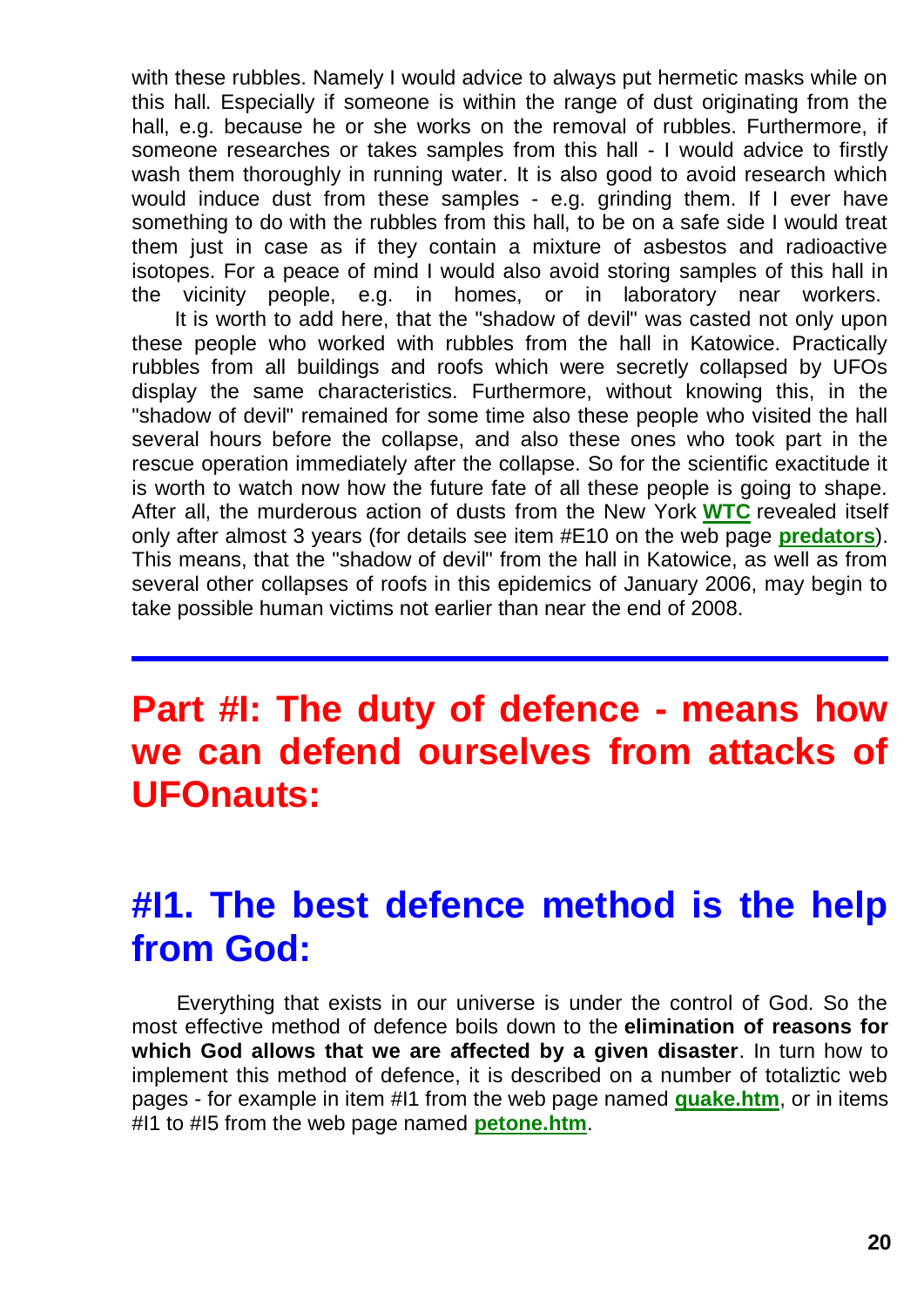with these rubbles. Namely I would advice to always put hermetic masks while on this hall. Especially if someone is within the range of dust originating from the hall, e.g. because he or she works on the removal of rubbles. Furthermore, if someone researches or takes samples from this hall - I would advice to firstly wash them thoroughly in running water. It is also good to avoid research which would induce dust from these samples - e.g. grinding them. If I ever have something to do with the rubbles from this hall, to be on a safe side I would treat them just in case as if they contain a mixture of asbestos and radioactive isotopes. For a peace of mind I would also avoid storing samples of this hall in the vicinity people, e.g. in homes, or in laboratory near workers.

It is worth to add here, that the "shadow of devil" was casted not only upon these people who worked with rubbles from the hall in Katowice. Practically rubbles from all buildings and roofs which were secretly collapsed by UFOs display the same characteristics. Furthermore, without knowing this, in the "shadow of devil" remained for some time also these people who visited the hall several hours before the collapse, and also these ones who took part in the rescue operation immediately after the collapse. So for the scientific exactitude it is worth to watch now how the future fate of all these people is going to shape. After all, the murderous action of dusts from the New York **WTC** revealed itself only after almost 3 years (for details see item #E10 on the web page **predators**). This means, that the "shadow of devil" from the hall in Katowice, as well as from several other collapses of roofs in this epidemics of January 2006, may begin to take possible human victims not earlier than near the end of 2008.

---

# Part #I: The duty of defence - means how we can defend ourselves from attacks of UFOnauts:

## #I1. The best defence method is the help from God:

Everything that exists in our universe is under the control of God. So the most effective method of defence boils down to the **elimination of reasons for which God allows that we are affected by a given disaster**. In turn how to implement this method of defence, it is described on a number of totaliztic web pages - for example in item #I1 from the web page named **quake.htm**, or in items #I1 to #I5 from the web page named **petone.htm**.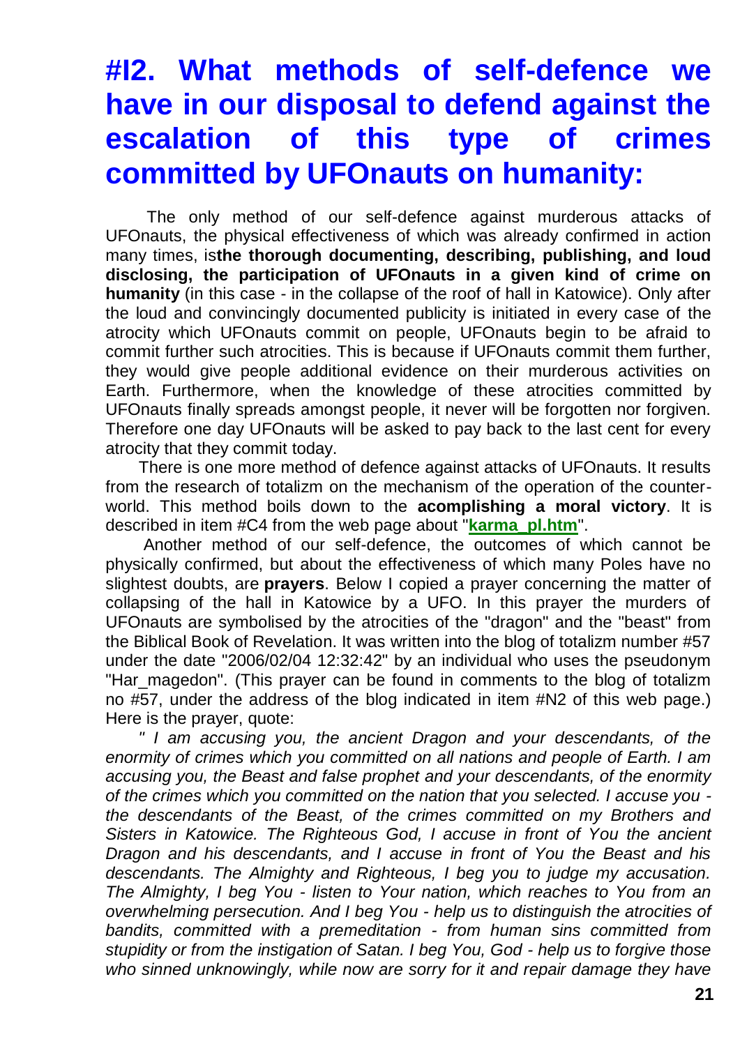## #I2. What methods of self-defence we have in our disposal to defend against the escalation of this type of crimes committed by UFOnauts on humanity:

The only method of our self-defence against murderous attacks of UFOnauts, the physical effectiveness of which was already confirmed in action many times, is**the thorough documenting, describing, publishing, and loud disclosing, the participation of UFOnauts in a given kind of crime on humanity** (in this case - in the collapse of the roof of hall in Katowice). Only after the loud and convincingly documented publicity is initiated in every case of the atrocity which UFOnauts commit on people, UFOnauts begin to be afraid to commit further such atrocities. This is because if UFOnauts commit them further, they would give people additional evidence on their murderous activities on Earth. Furthermore, when the knowledge of these atrocities committed by UFOnauts finally spreads amongst people, it never will be forgotten nor forgiven. Therefore one day UFOnauts will be asked to pay back to the last cent for every atrocity that they commit today.

There is one more method of defence against attacks of UFOnauts. It results from the research of totalizm on the mechanism of the operation of the counter-world. This method boils down to the **acomplishing a moral victory**. It is described in item #C4 from the web page about "**karma_pl.htm**".

Another method of our self-defence, the outcomes of which cannot be physically confirmed, but about the effectiveness of which many Poles have no slightest doubts, are **prayers**. Below I copied a prayer concerning the matter of collapsing of the hall in Katowice by a UFO. In this prayer the murders of UFOnauts are symbolised by the atrocities of the "dragon" and the "beast" from the Biblical Book of Revelation. It was written into the blog of totalizm number #57 under the date "2006/02/04 12:32:42" by an individual who uses the pseudonym "Har_magedon". (This prayer can be found in comments to the blog of totalizm no #57, under the address of the blog indicated in item #N2 of this web page.) Here is the prayer, quote:

*" I am accusing you, the ancient Dragon and your descendants, of the enormity of crimes which you committed on all nations and people of Earth. I am accusing you, the Beast and false prophet and your descendants, of the enormity of the crimes which you committed on the nation that you selected. I accuse you - the descendants of the Beast, of the crimes committed on my Brothers and Sisters in Katowice. The Righteous God, I accuse in front of You the ancient Dragon and his descendants, and I accuse in front of You the Beast and his descendants. The Almighty and Righteous, I beg you to judge my accusation. The Almighty, I beg You - listen to Your nation, which reaches to You from an overwhelming persecution. And I beg You - help us to distinguish the atrocities of bandits, committed with a premeditation - from human sins committed from stupidity or from the instigation of Satan. I beg You, God - help us to forgive those who sinned unknowingly, while now are sorry for it and repair damage they have*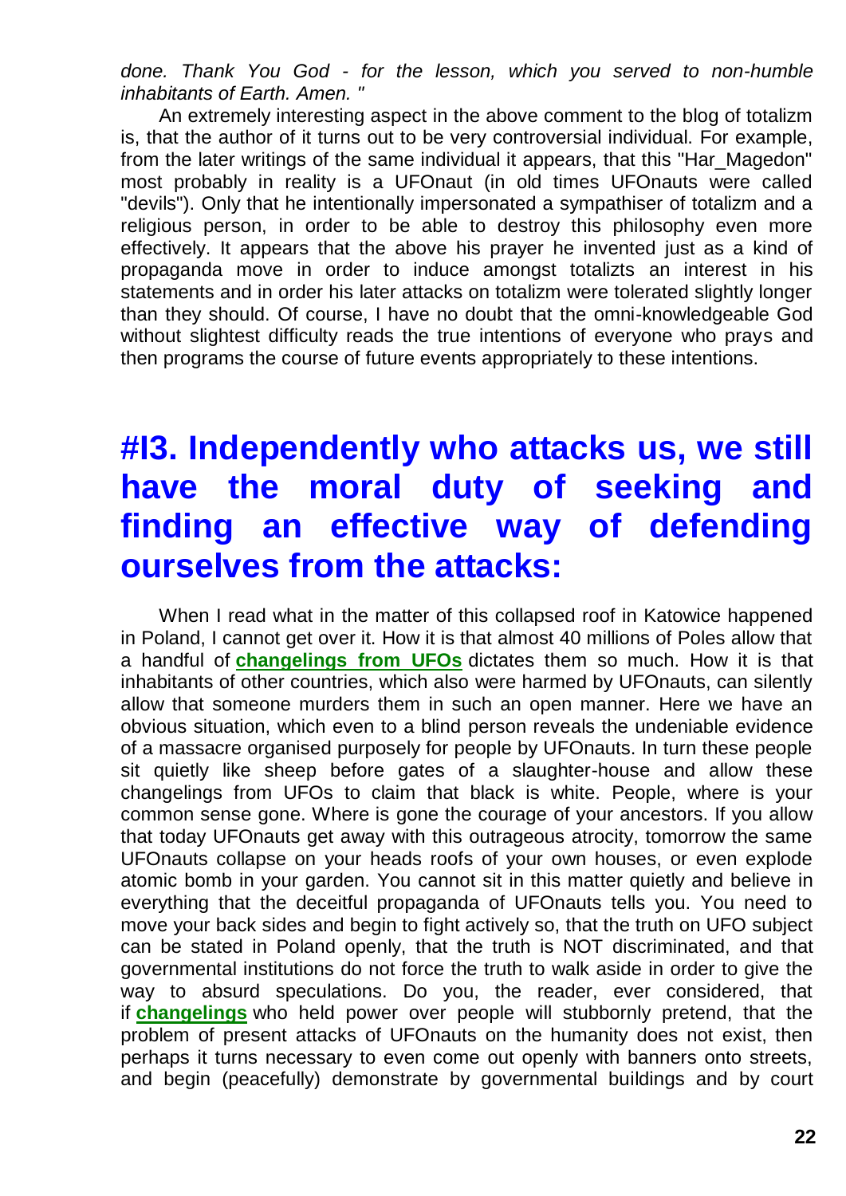*done. Thank You God - for the lesson, which you served to non-humble inhabitants of Earth. Amen. "*

An extremely interesting aspect in the above comment to the blog of totalizm is, that the author of it turns out to be very controversial individual. For example, from the later writings of the same individual it appears, that this "Har_Magedon" most probably in reality is a UFOnaut (in old times UFOnauts were called "devils"). Only that he intentionally impersonated a sympathiser of totalizm and a religious person, in order to be able to destroy this philosophy even more effectively. It appears that the above his prayer he invented just as a kind of propaganda move in order to induce amongst totalizts an interest in his statements and in order his later attacks on totalizm were tolerated slightly longer than they should. Of course, I have no doubt that the omni-knowledgeable God without slightest difficulty reads the true intentions of everyone who prays and then programs the course of future events appropriately to these intentions.

# #I3. Independently who attacks us, we still have the moral duty of seeking and finding an effective way of defending ourselves from the attacks:

When I read what in the matter of this collapsed roof in Katowice happened in Poland, I cannot get over it. How it is that almost 40 millions of Poles allow that a handful of **changelings from UFOs** dictates them so much. How it is that inhabitants of other countries, which also were harmed by UFOnauts, can silently allow that someone murders them in such an open manner. Here we have an obvious situation, which even to a blind person reveals the undeniable evidence of a massacre organised purposely for people by UFOnauts. In turn these people sit quietly like sheep before gates of a slaughter-house and allow these changelings from UFOs to claim that black is white. People, where is your common sense gone. Where is gone the courage of your ancestors. If you allow that today UFOnauts get away with this outrageous atrocity, tomorrow the same UFOnauts collapse on your heads roofs of your own houses, or even explode atomic bomb in your garden. You cannot sit in this matter quietly and believe in everything that the deceitful propaganda of UFOnauts tells you. You need to move your back sides and begin to fight actively so, that the truth on UFO subject can be stated in Poland openly, that the truth is NOT discriminated, and that governmental institutions do not force the truth to walk aside in order to give the way to absurd speculations. Do you, the reader, ever considered, that if **changelings** who held power over people will stubbornly pretend, that the problem of present attacks of UFOnauts on the humanity does not exist, then perhaps it turns necessary to even come out openly with banners onto streets, and begin (peacefully) demonstrate by governmental buildings and by court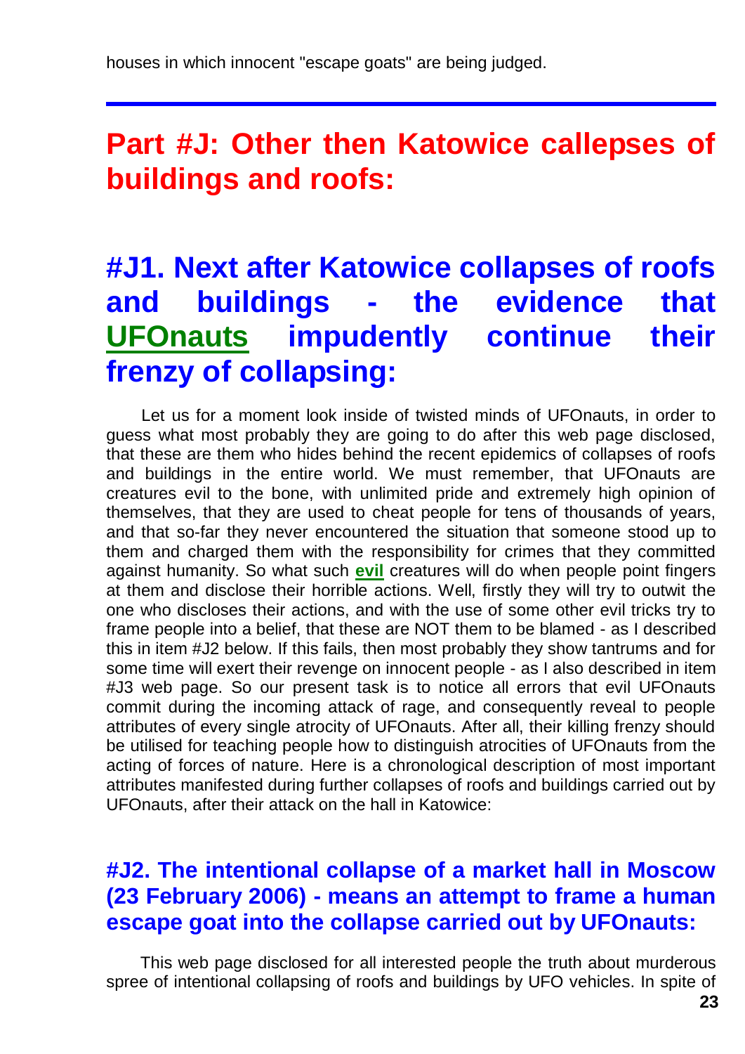houses in which innocent "escape goats" are being judged.

---

## Part #J: Other then Katowice callepses of buildings and roofs:

## #J1. Next after Katowice collapses of roofs and buildings - the evidence that UFOnauts impudently continue their frenzy of collapsing:

Let us for a moment look inside of twisted minds of UFOnauts, in order to guess what most probably they are going to do after this web page disclosed, that these are them who hides behind the recent epidemics of collapses of roofs and buildings in the entire world. We must remember, that UFOnauts are creatures evil to the bone, with unlimited pride and extremely high opinion of themselves, that they are used to cheat people for tens of thousands of years, and that so-far they never encountered the situation that someone stood up to them and charged them with the responsibility for crimes that they committed against humanity. So what such **evil** creatures will do when people point fingers at them and disclose their horrible actions. Well, firstly they will try to outwit the one who discloses their actions, and with the use of some other evil tricks try to frame people into a belief, that these are NOT them to be blamed - as I described this in item #J2 below. If this fails, then most probably they show tantrums and for some time will exert their revenge on innocent people - as I also described in item #J3 web page. So our present task is to notice all errors that evil UFOnauts commit during the incoming attack of rage, and consequently reveal to people attributes of every single atrocity of UFOnauts. After all, their killing frenzy should be utilised for teaching people how to distinguish atrocities of UFOnauts from the acting of forces of nature. Here is a chronological description of most important attributes manifested during further collapses of roofs and buildings carried out by UFOnauts, after their attack on the hall in Katowice:

### #J2. The intentional collapse of a market hall in Moscow (23 February 2006) - means an attempt to frame a human escape goat into the collapse carried out by UFOnauts:

This web page disclosed for all interested people the truth about murderous spree of intentional collapsing of roofs and buildings by UFO vehicles. In spite of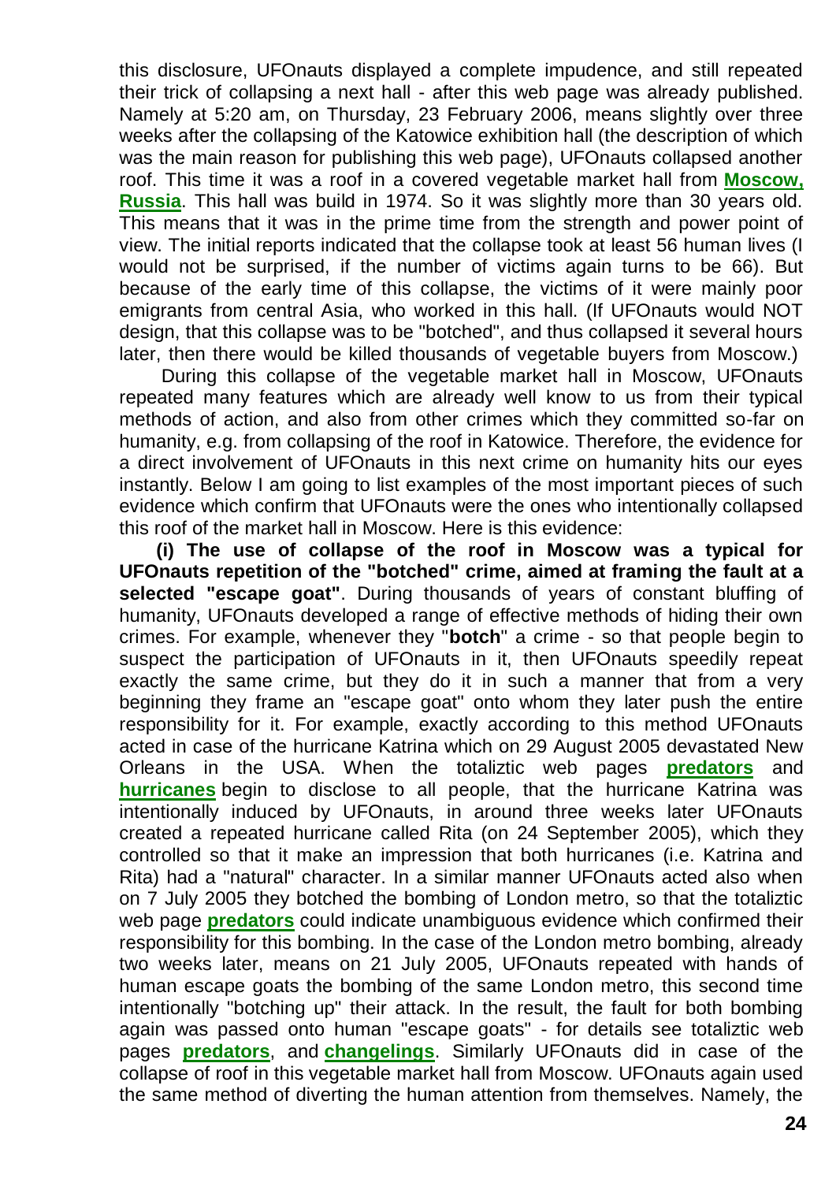this disclosure, UFOnauts displayed a complete impudence, and still repeated their trick of collapsing a next hall - after this web page was already published. Namely at 5:20 am, on Thursday, 23 February 2006, means slightly over three weeks after the collapsing of the Katowice exhibition hall (the description of which was the main reason for publishing this web page), UFOnauts collapsed another roof. This time it was a roof in a covered vegetable market hall from **Moscow, Russia**. This hall was build in 1974. So it was slightly more than 30 years old. This means that it was in the prime time from the strength and power point of view. The initial reports indicated that the collapse took at least 56 human lives (I would not be surprised, if the number of victims again turns to be 66). But because of the early time of this collapse, the victims of it were mainly poor emigrants from central Asia, who worked in this hall. (If UFOnauts would NOT design, that this collapse was to be "botched", and thus collapsed it several hours later, then there would be killed thousands of vegetable buyers from Moscow.)

During this collapse of the vegetable market hall in Moscow, UFOnauts repeated many features which are already well know to us from their typical methods of action, and also from other crimes which they committed so-far on humanity, e.g. from collapsing of the roof in Katowice. Therefore, the evidence for a direct involvement of UFOnauts in this next crime on humanity hits our eyes instantly. Below I am going to list examples of the most important pieces of such evidence which confirm that UFOnauts were the ones who intentionally collapsed this roof of the market hall in Moscow. Here is this evidence:

**(i) The use of collapse of the roof in Moscow was a typical for UFOnauts repetition of the "botched" crime, aimed at framing the fault at a selected "escape goat"**. During thousands of years of constant bluffing of humanity, UFOnauts developed a range of effective methods of hiding their own crimes. For example, whenever they "**botch**" a crime - so that people begin to suspect the participation of UFOnauts in it, then UFOnauts speedily repeat exactly the same crime, but they do it in such a manner that from a very beginning they frame an "escape goat" onto whom they later push the entire responsibility for it. For example, exactly according to this method UFOnauts acted in case of the hurricane Katrina which on 29 August 2005 devastated New Orleans in the USA. When the totaliztic web pages **predators** and **hurricanes** begin to disclose to all people, that the hurricane Katrina was intentionally induced by UFOnauts, in around three weeks later UFOnauts created a repeated hurricane called Rita (on 24 September 2005), which they controlled so that it make an impression that both hurricanes (i.e. Katrina and Rita) had a "natural" character. In a similar manner UFOnauts acted also when on 7 July 2005 they botched the bombing of London metro, so that the totaliztic web page **predators** could indicate unambiguous evidence which confirmed their responsibility for this bombing. In the case of the London metro bombing, already two weeks later, means on 21 July 2005, UFOnauts repeated with hands of human escape goats the bombing of the same London metro, this second time intentionally "botching up" their attack. In the result, the fault for both bombing again was passed onto human "escape goats" - for details see totaliztic web pages **predators**, and **changelings**. Similarly UFOnauts did in case of the collapse of roof in this vegetable market hall from Moscow. UFOnauts again used the same method of diverting the human attention from themselves. Namely, the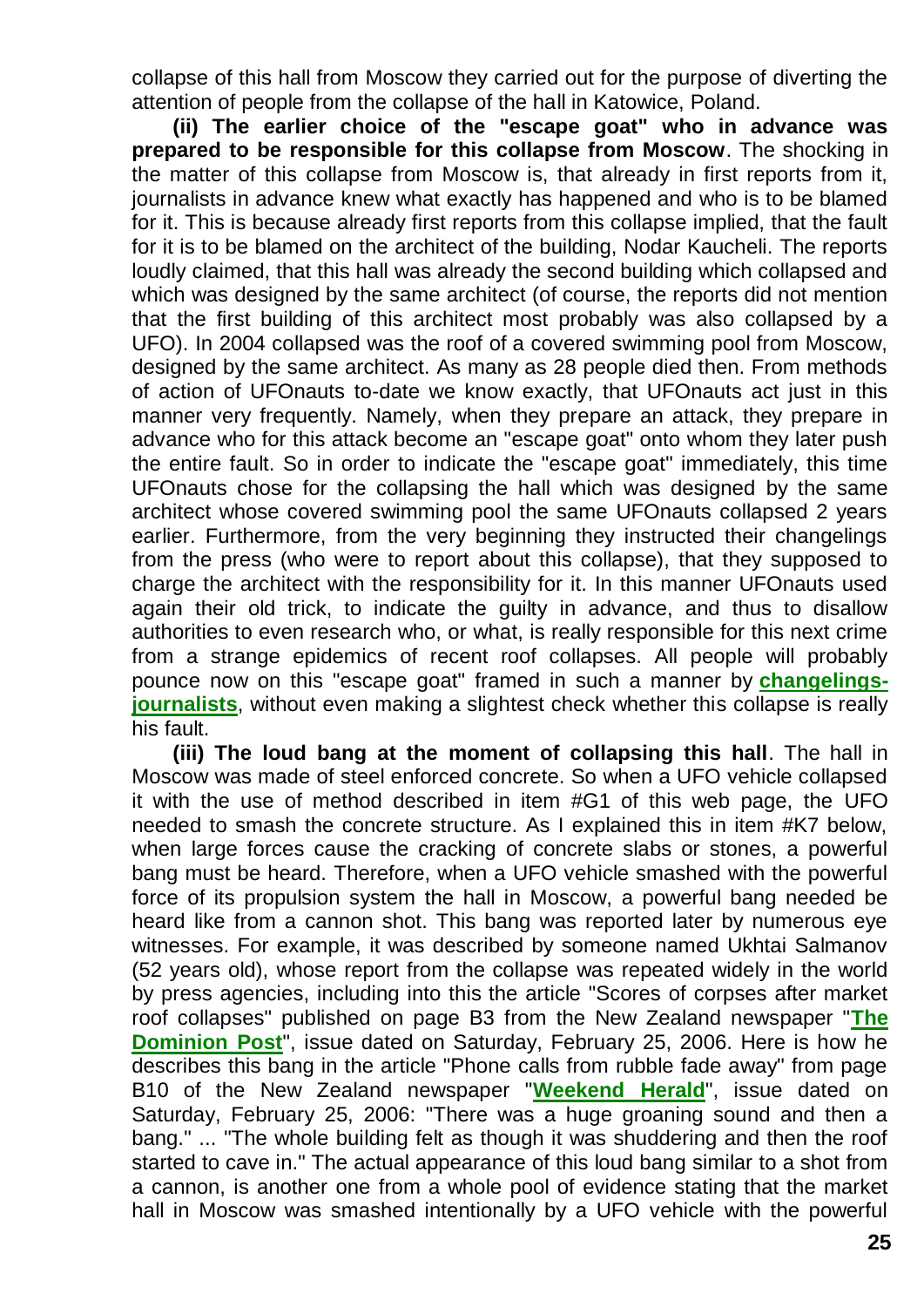collapse of this hall from Moscow they carried out for the purpose of diverting the attention of people from the collapse of the hall in Katowice, Poland.

**(ii) The earlier choice of the "escape goat" who in advance was prepared to be responsible for this collapse from Moscow**. The shocking in the matter of this collapse from Moscow is, that already in first reports from it, journalists in advance knew what exactly has happened and who is to be blamed for it. This is because already first reports from this collapse implied, that the fault for it is to be blamed on the architect of the building, Nodar Kaucheli. The reports loudly claimed, that this hall was already the second building which collapsed and which was designed by the same architect (of course, the reports did not mention that the first building of this architect most probably was also collapsed by a UFO). In 2004 collapsed was the roof of a covered swimming pool from Moscow, designed by the same architect. As many as 28 people died then. From methods of action of UFOnauts to-date we know exactly, that UFOnauts act just in this manner very frequently. Namely, when they prepare an attack, they prepare in advance who for this attack become an "escape goat" onto whom they later push the entire fault. So in order to indicate the "escape goat" immediately, this time UFOnauts chose for the collapsing the hall which was designed by the same architect whose covered swimming pool the same UFOnauts collapsed 2 years earlier. Furthermore, from the very beginning they instructed their changelings from the press (who were to report about this collapse), that they supposed to charge the architect with the responsibility for it. In this manner UFOnauts used again their old trick, to indicate the guilty in advance, and thus to disallow authorities to even research who, or what, is really responsible for this next crime from a strange epidemics of recent roof collapses. All people will probably pounce now on this "escape goat" framed in such a manner by **changelings-journalists**, without even making a slightest check whether this collapse is really his fault.

**(iii) The loud bang at the moment of collapsing this hall**. The hall in Moscow was made of steel enforced concrete. So when a UFO vehicle collapsed it with the use of method described in item #G1 of this web page, the UFO needed to smash the concrete structure. As I explained this in item #K7 below, when large forces cause the cracking of concrete slabs or stones, a powerful bang must be heard. Therefore, when a UFO vehicle smashed with the powerful force of its propulsion system the hall in Moscow, a powerful bang needed be heard like from a cannon shot. This bang was reported later by numerous eye witnesses. For example, it was described by someone named Ukhtai Salmanov (52 years old), whose report from the collapse was repeated widely in the world by press agencies, including into this the article "Scores of corpses after market roof collapses" published on page B3 from the New Zealand newspaper "**The Dominion Post**", issue dated on Saturday, February 25, 2006. Here is how he describes this bang in the article "Phone calls from rubble fade away" from page B10 of the New Zealand newspaper "**Weekend Herald**", issue dated on Saturday, February 25, 2006: "There was a huge groaning sound and then a bang." ... "The whole building felt as though it was shuddering and then the roof started to cave in." The actual appearance of this loud bang similar to a shot from a cannon, is another one from a whole pool of evidence stating that the market hall in Moscow was smashed intentionally by a UFO vehicle with the powerful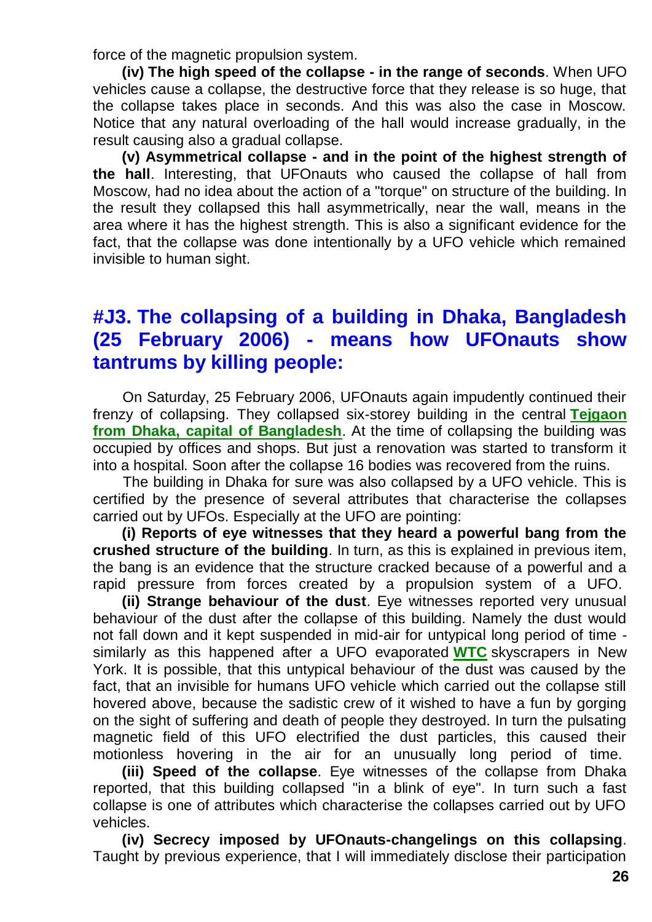force of the magnetic propulsion system.

**(iv) The high speed of the collapse - in the range of seconds**. When UFO vehicles cause a collapse, the destructive force that they release is so huge, that the collapse takes place in seconds. And this was also the case in Moscow. Notice that any natural overloading of the hall would increase gradually, in the result causing also a gradual collapse.

**(v) Asymmetrical collapse - and in the point of the highest strength of the hall**. Interesting, that UFOnauts who caused the collapse of hall from Moscow, had no idea about the action of a "torque" on structure of the building. In the result they collapsed this hall asymmetrically, near the wall, means in the area where it has the highest strength. This is also a significant evidence for the fact, that the collapse was done intentionally by a UFO vehicle which remained invisible to human sight.

## #J3. The collapsing of a building in Dhaka, Bangladesh (25 February 2006) - means how UFOnauts show tantrums by killing people:

On Saturday, 25 February 2006, UFOnauts again impudently continued their frenzy of collapsing. They collapsed six-storey building in the central **Tejgaon from Dhaka, capital of Bangladesh**. At the time of collapsing the building was occupied by offices and shops. But just a renovation was started to transform it into a hospital. Soon after the collapse 16 bodies was recovered from the ruins.

The building in Dhaka for sure was also collapsed by a UFO vehicle. This is certified by the presence of several attributes that characterise the collapses carried out by UFOs. Especially at the UFO are pointing:

**(i) Reports of eye witnesses that they heard a powerful bang from the crushed structure of the building**. In turn, as this is explained in previous item, the bang is an evidence that the structure cracked because of a powerful and a rapid pressure from forces created by a propulsion system of a UFO.

**(ii) Strange behaviour of the dust**. Eye witnesses reported very unusual behaviour of the dust after the collapse of this building. Namely the dust would not fall down and it kept suspended in mid-air for untypical long period of time - similarly as this happened after a UFO evaporated **WTC** skyscrapers in New York. It is possible, that this untypical behaviour of the dust was caused by the fact, that an invisible for humans UFO vehicle which carried out the collapse still hovered above, because the sadistic crew of it wished to have a fun by gorging on the sight of suffering and death of people they destroyed. In turn the pulsating magnetic field of this UFO electrified the dust particles, this caused their motionless hovering in the air for an unusually long period of time.

**(iii) Speed of the collapse**. Eye witnesses of the collapse from Dhaka reported, that this building collapsed "in a blink of eye". In turn such a fast collapse is one of attributes which characterise the collapses carried out by UFO vehicles.

**(iv) Secrecy imposed by UFOnauts-changelings on this collapsing**. Taught by previous experience, that I will immediately disclose their participation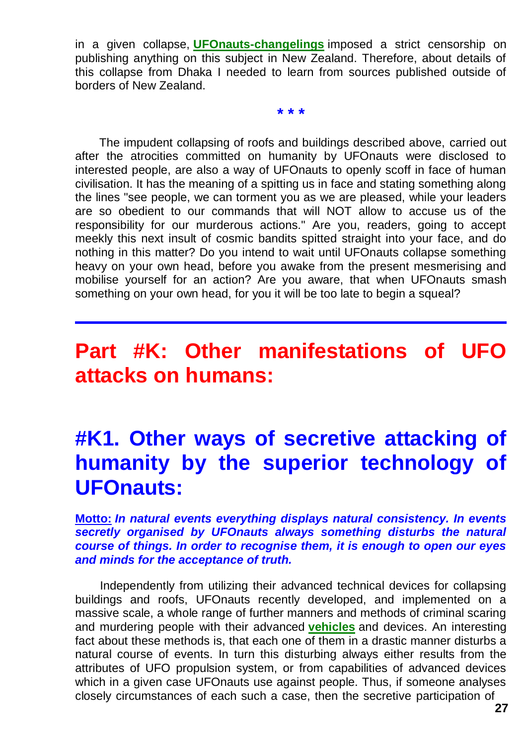in a given collapse, **UFOnauts-changelings** imposed a strict censorship on publishing anything on this subject in New Zealand. Therefore, about details of this collapse from Dhaka I needed to learn from sources published outside of borders of New Zealand.

**\* \* \***

The impudent collapsing of roofs and buildings described above, carried out after the atrocities committed on humanity by UFOnauts were disclosed to interested people, are also a way of UFOnauts to openly scoff in face of human civilisation. It has the meaning of a spitting us in face and stating something along the lines "see people, we can torment you as we are pleased, while your leaders are so obedient to our commands that will NOT allow to accuse us of the responsibility for our murderous actions." Are you, readers, going to accept meekly this next insult of cosmic bandits spitted straight into your face, and do nothing in this matter? Do you intend to wait until UFOnauts collapse something heavy on your own head, before you awake from the present mesmerising and mobilise yourself for an action? Are you aware, that when UFOnauts smash something on your own head, for you it will be too late to begin a squeal?

---

# Part #K: Other manifestations of UFO attacks on humans:

## #K1. Other ways of secretive attacking of humanity by the superior technology of UFOnauts:

**Motto:** ***In natural events everything displays natural consistency. In events secretly organised by UFOnauts always something disturbs the natural course of things. In order to recognise them, it is enough to open our eyes and minds for the acceptance of truth.***

Independently from utilizing their advanced technical devices for collapsing buildings and roofs, UFOnauts recently developed, and implemented on a massive scale, a whole range of further manners and methods of criminal scaring and murdering people with their advanced **vehicles** and devices. An interesting fact about these methods is, that each one of them in a drastic manner disturbs a natural course of events. In turn this disturbing always either results from the attributes of UFO propulsion system, or from capabilities of advanced devices which in a given case UFOnauts use against people. Thus, if someone analyses closely circumstances of each such a case, then the secretive participation of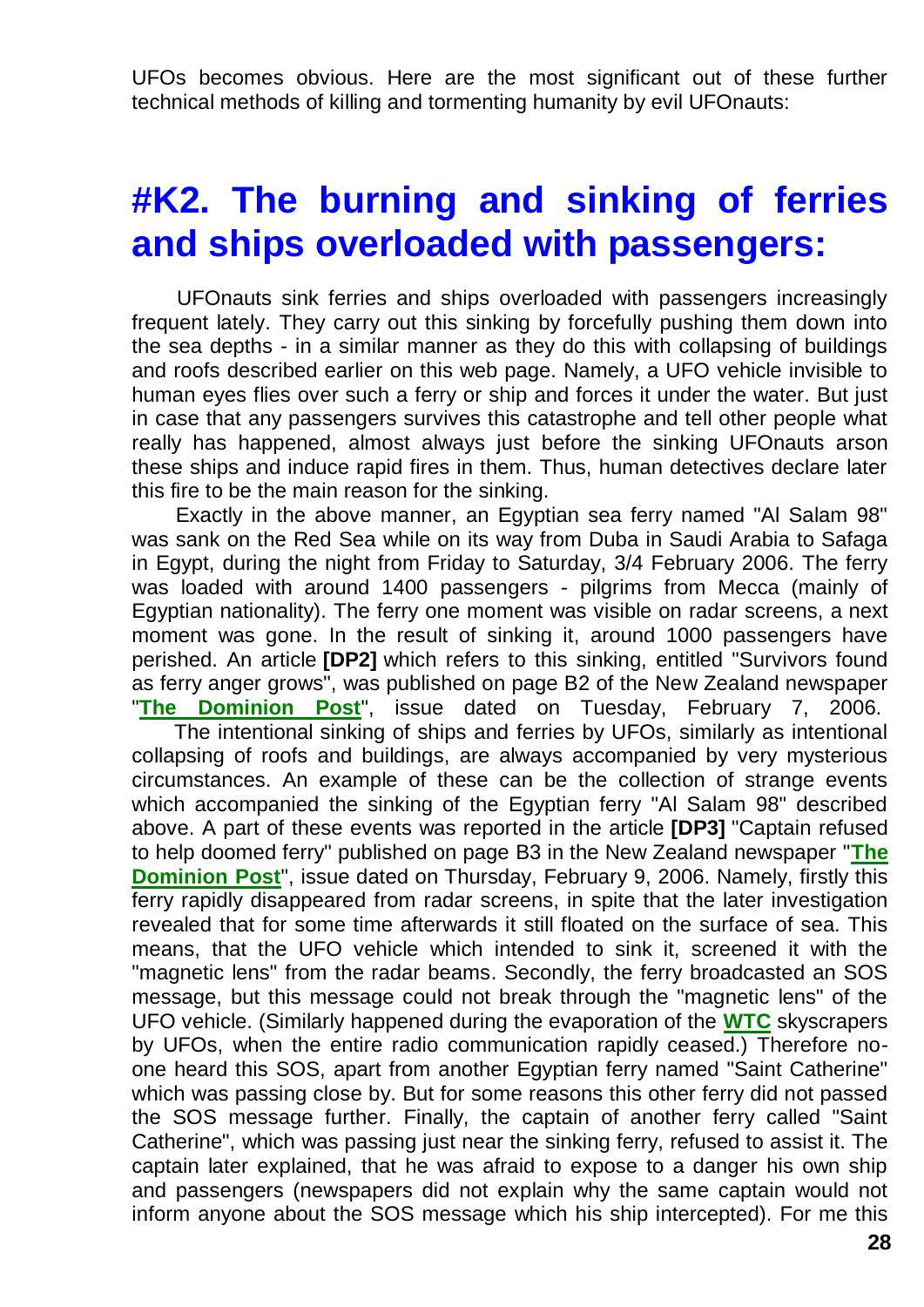UFOs becomes obvious. Here are the most significant out of these further technical methods of killing and tormenting humanity by evil UFOnauts:

## #K2. The burning and sinking of ferries and ships overloaded with passengers:

UFOnauts sink ferries and ships overloaded with passengers increasingly frequent lately. They carry out this sinking by forcefully pushing them down into the sea depths - in a similar manner as they do this with collapsing of buildings and roofs described earlier on this web page. Namely, a UFO vehicle invisible to human eyes flies over such a ferry or ship and forces it under the water. But just in case that any passengers survives this catastrophe and tell other people what really has happened, almost always just before the sinking UFOnauts arson these ships and induce rapid fires in them. Thus, human detectives declare later this fire to be the main reason for the sinking.

Exactly in the above manner, an Egyptian sea ferry named "Al Salam 98" was sank on the Red Sea while on its way from Duba in Saudi Arabia to Safaga in Egypt, during the night from Friday to Saturday, 3/4 February 2006. The ferry was loaded with around 1400 passengers - pilgrims from Mecca (mainly of Egyptian nationality). The ferry one moment was visible on radar screens, a next moment was gone. In the result of sinking it, around 1000 passengers have perished. An article **[DP2]** which refers to this sinking, entitled "Survivors found as ferry anger grows", was published on page B2 of the New Zealand newspaper "**The Dominion Post**", issue dated on Tuesday, February 7, 2006.

The intentional sinking of ships and ferries by UFOs, similarly as intentional collapsing of roofs and buildings, are always accompanied by very mysterious circumstances. An example of these can be the collection of strange events which accompanied the sinking of the Egyptian ferry "Al Salam 98" described above. A part of these events was reported in the article **[DP3]** "Captain refused to help doomed ferry" published on page B3 in the New Zealand newspaper "**The Dominion Post**", issue dated on Thursday, February 9, 2006. Namely, firstly this ferry rapidly disappeared from radar screens, in spite that the later investigation revealed that for some time afterwards it still floated on the surface of sea. This means, that the UFO vehicle which intended to sink it, screened it with the "magnetic lens" from the radar beams. Secondly, the ferry broadcasted an SOS message, but this message could not break through the "magnetic lens" of the UFO vehicle. (Similarly happened during the evaporation of the **WTC** skyscrapers by UFOs, when the entire radio communication rapidly ceased.) Therefore no-one heard this SOS, apart from another Egyptian ferry named "Saint Catherine" which was passing close by. But for some reasons this other ferry did not passed the SOS message further. Finally, the captain of another ferry called "Saint Catherine", which was passing just near the sinking ferry, refused to assist it. The captain later explained, that he was afraid to expose to a danger his own ship and passengers (newspapers did not explain why the same captain would not inform anyone about the SOS message which his ship intercepted). For me this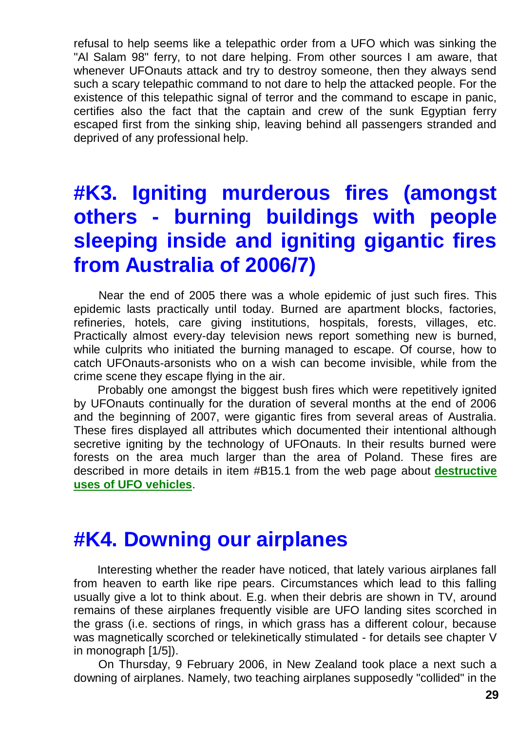refusal to help seems like a telepathic order from a UFO which was sinking the "Al Salam 98" ferry, to not dare helping. From other sources I am aware, that whenever UFOnauts attack and try to destroy someone, then they always send such a scary telepathic command to not dare to help the attacked people. For the existence of this telepathic signal of terror and the command to escape in panic, certifies also the fact that the captain and crew of the sunk Egyptian ferry escaped first from the sinking ship, leaving behind all passengers stranded and deprived of any professional help.

# #K3. Igniting murderous fires (amongst others - burning buildings with people sleeping inside and igniting gigantic fires from Australia of 2006/7)

Near the end of 2005 there was a whole epidemic of just such fires. This epidemic lasts practically until today. Burned are apartment blocks, factories, refineries, hotels, care giving institutions, hospitals, forests, villages, etc. Practically almost every-day television news report something new is burned, while culprits who initiated the burning managed to escape. Of course, how to catch UFOnauts-arsonists who on a wish can become invisible, while from the crime scene they escape flying in the air.

Probably one amongst the biggest bush fires which were repetitively ignited by UFOnauts continually for the duration of several months at the end of 2006 and the beginning of 2007, were gigantic fires from several areas of Australia. These fires displayed all attributes which documented their intentional although secretive igniting by the technology of UFOnauts. In their results burned were forests on the area much larger than the area of Poland. These fires are described in more details in item #B15.1 from the web page about **destructive uses of UFO vehicles**.

# #K4. Downing our airplanes

Interesting whether the reader have noticed, that lately various airplanes fall from heaven to earth like ripe pears. Circumstances which lead to this falling usually give a lot to think about. E.g. when their debris are shown in TV, around remains of these airplanes frequently visible are UFO landing sites scorched in the grass (i.e. sections of rings, in which grass has a different colour, because was magnetically scorched or telekinetically stimulated - for details see chapter V in monograph [1/5]).

On Thursday, 9 February 2006, in New Zealand took place a next such a downing of airplanes. Namely, two teaching airplanes supposedly "collided" in the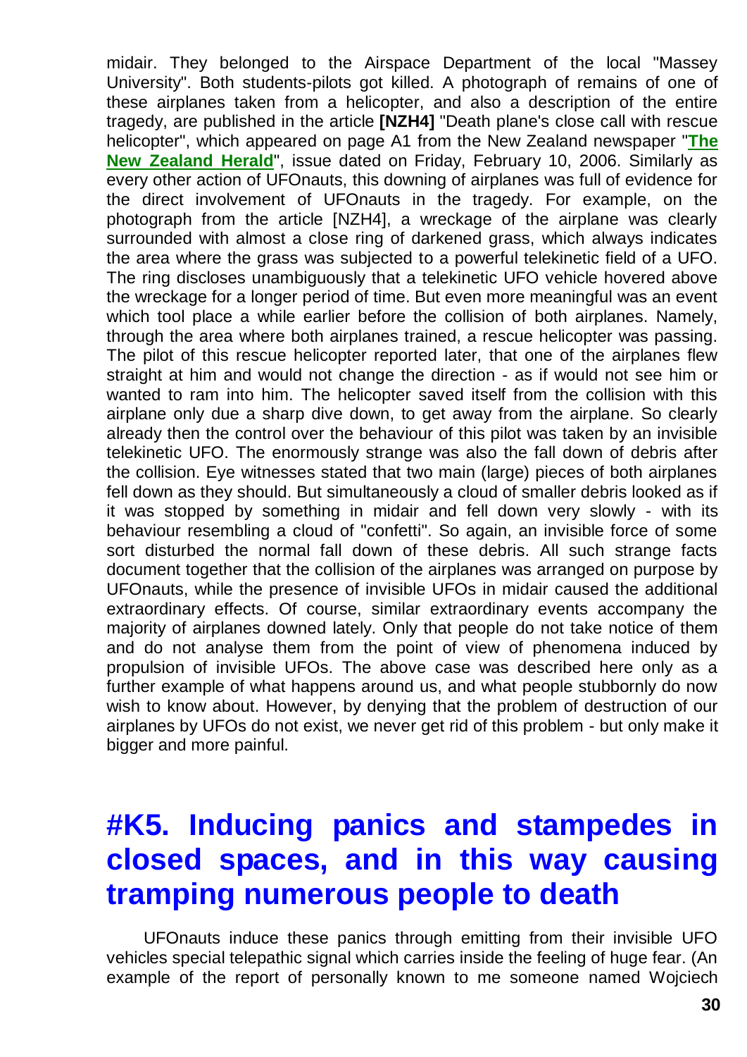midair. They belonged to the Airspace Department of the local "Massey University". Both students-pilots got killed. A photograph of remains of one of these airplanes taken from a helicopter, and also a description of the entire tragedy, are published in the article **[NZH4]** "Death plane's close call with rescue helicopter", which appeared on page A1 from the New Zealand newspaper "**The New Zealand Herald**", issue dated on Friday, February 10, 2006. Similarly as every other action of UFOnauts, this downing of airplanes was full of evidence for the direct involvement of UFOnauts in the tragedy. For example, on the photograph from the article [NZH4], a wreckage of the airplane was clearly surrounded with almost a close ring of darkened grass, which always indicates the area where the grass was subjected to a powerful telekinetic field of a UFO. The ring discloses unambiguously that a telekinetic UFO vehicle hovered above the wreckage for a longer period of time. But even more meaningful was an event which tool place a while earlier before the collision of both airplanes. Namely, through the area where both airplanes trained, a rescue helicopter was passing. The pilot of this rescue helicopter reported later, that one of the airplanes flew straight at him and would not change the direction - as if would not see him or wanted to ram into him. The helicopter saved itself from the collision with this airplane only due a sharp dive down, to get away from the airplane. So clearly already then the control over the behaviour of this pilot was taken by an invisible telekinetic UFO. The enormously strange was also the fall down of debris after the collision. Eye witnesses stated that two main (large) pieces of both airplanes fell down as they should. But simultaneously a cloud of smaller debris looked as if it was stopped by something in midair and fell down very slowly - with its behaviour resembling a cloud of "confetti". So again, an invisible force of some sort disturbed the normal fall down of these debris. All such strange facts document together that the collision of the airplanes was arranged on purpose by UFOnauts, while the presence of invisible UFOs in midair caused the additional extraordinary effects. Of course, similar extraordinary events accompany the majority of airplanes downed lately. Only that people do not take notice of them and do not analyse them from the point of view of phenomena induced by propulsion of invisible UFOs. The above case was described here only as a further example of what happens around us, and what people stubbornly do now wish to know about. However, by denying that the problem of destruction of our airplanes by UFOs do not exist, we never get rid of this problem - but only make it bigger and more painful.

# #K5. Inducing panics and stampedes in closed spaces, and in this way causing tramping numerous people to death

UFOnauts induce these panics through emitting from their invisible UFO vehicles special telepathic signal which carries inside the feeling of huge fear. (An example of the report of personally known to me someone named Wojciech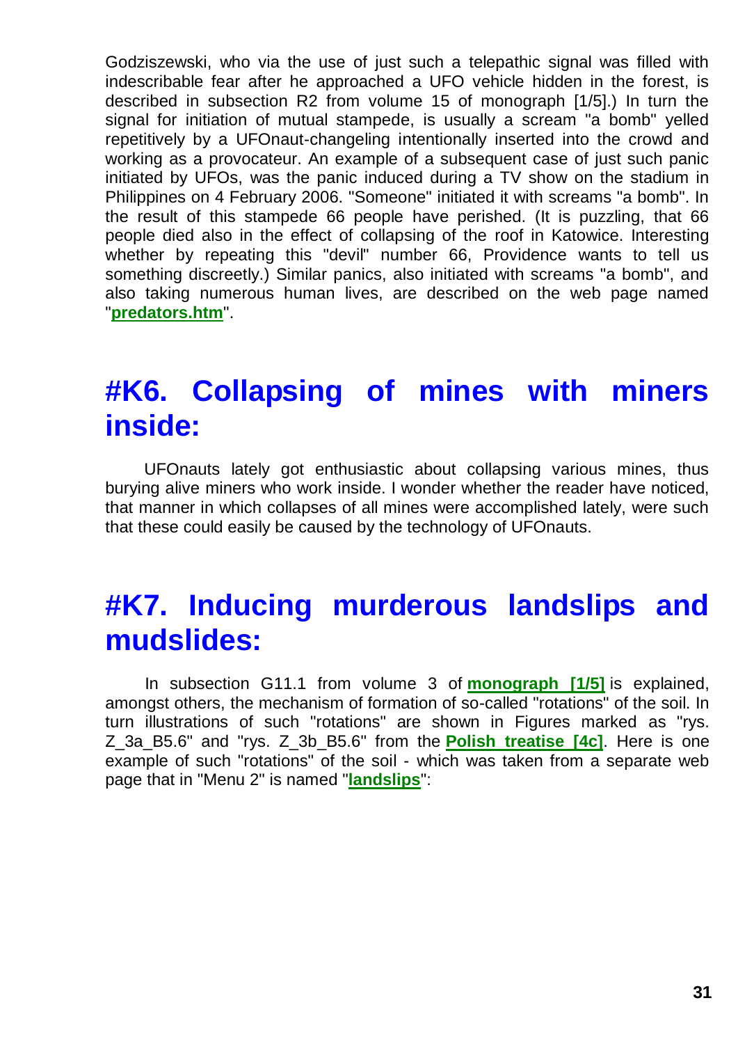Godziszewski, who via the use of just such a telepathic signal was filled with indescribable fear after he approached a UFO vehicle hidden in the forest, is described in subsection R2 from volume 15 of monograph [1/5].) In turn the signal for initiation of mutual stampede, is usually a scream "a bomb" yelled repetitively by a UFOnaut-changeling intentionally inserted into the crowd and working as a provocateur. An example of a subsequent case of just such panic initiated by UFOs, was the panic induced during a TV show on the stadium in Philippines on 4 February 2006. "Someone" initiated it with screams "a bomb". In the result of this stampede 66 people have perished. (It is puzzling, that 66 people died also in the effect of collapsing of the roof in Katowice. Interesting whether by repeating this "devil" number 66, Providence wants to tell us something discreetly.) Similar panics, also initiated with screams "a bomb", and also taking numerous human lives, are described on the web page named "**predators.htm**".

## #K6. Collapsing of mines with miners inside:

UFOnauts lately got enthusiastic about collapsing various mines, thus burying alive miners who work inside. I wonder whether the reader have noticed, that manner in which collapses of all mines were accomplished lately, were such that these could easily be caused by the technology of UFOnauts.

## #K7. Inducing murderous landslips and mudslides:

In subsection G11.1 from volume 3 of **monograph [1/5]** is explained, amongst others, the mechanism of formation of so-called "rotations" of the soil. In turn illustrations of such "rotations" are shown in Figures marked as "rys. Z_3a_B5.6" and "rys. Z_3b_B5.6" from the **Polish treatise [4c]**. Here is one example of such "rotations" of the soil - which was taken from a separate web page that in "Menu 2" is named "**landslips**":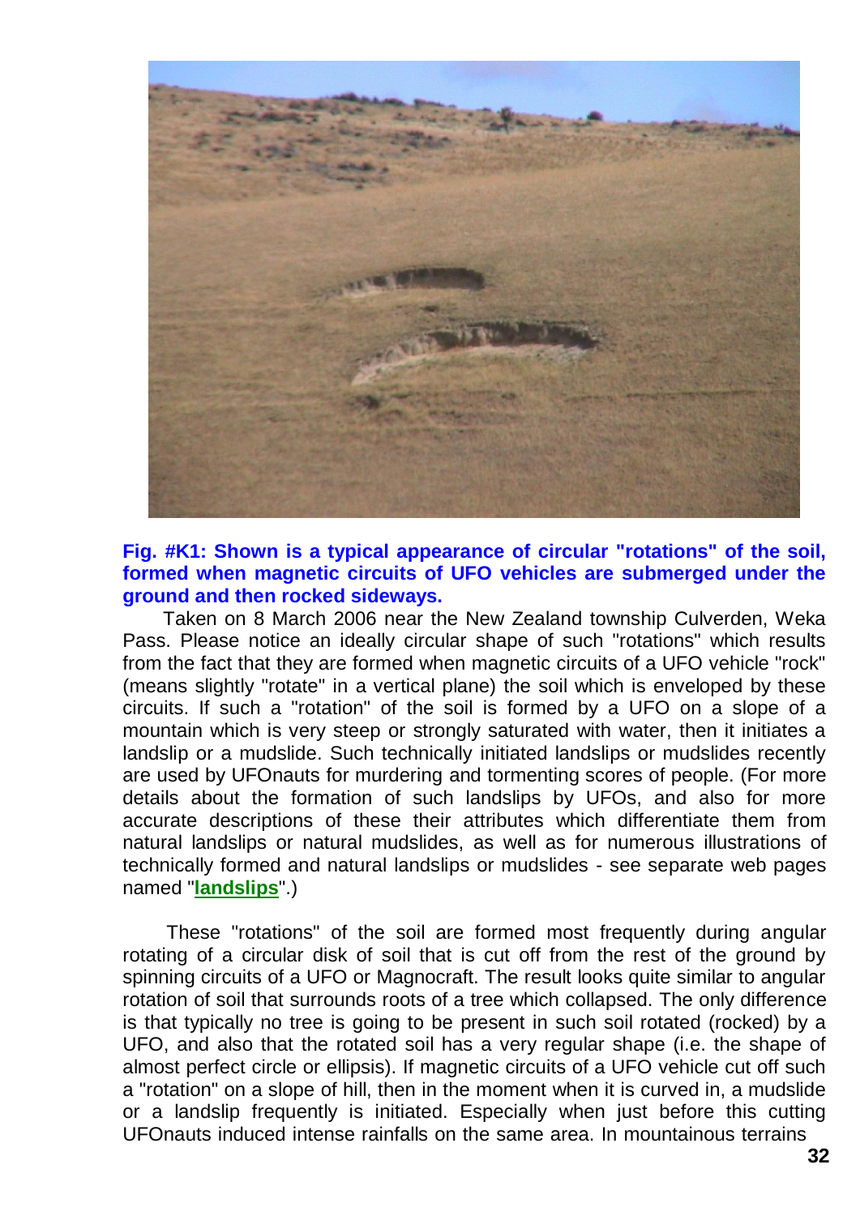**Fig. #K1: Shown is a typical appearance of circular "rotations" of the soil, formed when magnetic circuits of UFO vehicles are submerged under the ground and then rocked sideways.**

Taken on 8 March 2006 near the New Zealand township Culverden, Weka Pass. Please notice an ideally circular shape of such "rotations" which results from the fact that they are formed when magnetic circuits of a UFO vehicle "rock" (means slightly "rotate" in a vertical plane) the soil which is enveloped by these circuits. If such a "rotation" of the soil is formed by a UFO on a slope of a mountain which is very steep or strongly saturated with water, then it initiates a landslip or a mudslide. Such technically initiated landslips or mudslides recently are used by UFOnauts for murdering and tormenting scores of people. (For more details about the formation of such landslips by UFOs, and also for more accurate descriptions of these their attributes which differentiate them from natural landslips or natural mudslides, as well as for numerous illustrations of technically formed and natural landslips or mudslides - see separate web pages named "**landslips**".)

These "rotations" of the soil are formed most frequently during angular rotating of a circular disk of soil that is cut off from the rest of the ground by spinning circuits of a UFO or Magnocraft. The result looks quite similar to angular rotation of soil that surrounds roots of a tree which collapsed. The only difference is that typically no tree is going to be present in such soil rotated (rocked) by a UFO, and also that the rotated soil has a very regular shape (i.e. the shape of almost perfect circle or ellipsis). If magnetic circuits of a UFO vehicle cut off such a "rotation" on a slope of hill, then in the moment when it is curved in, a mudslide or a landslip frequently is initiated. Especially when just before this cutting UFOnauts induced intense rainfalls on the same area. In mountainous terrains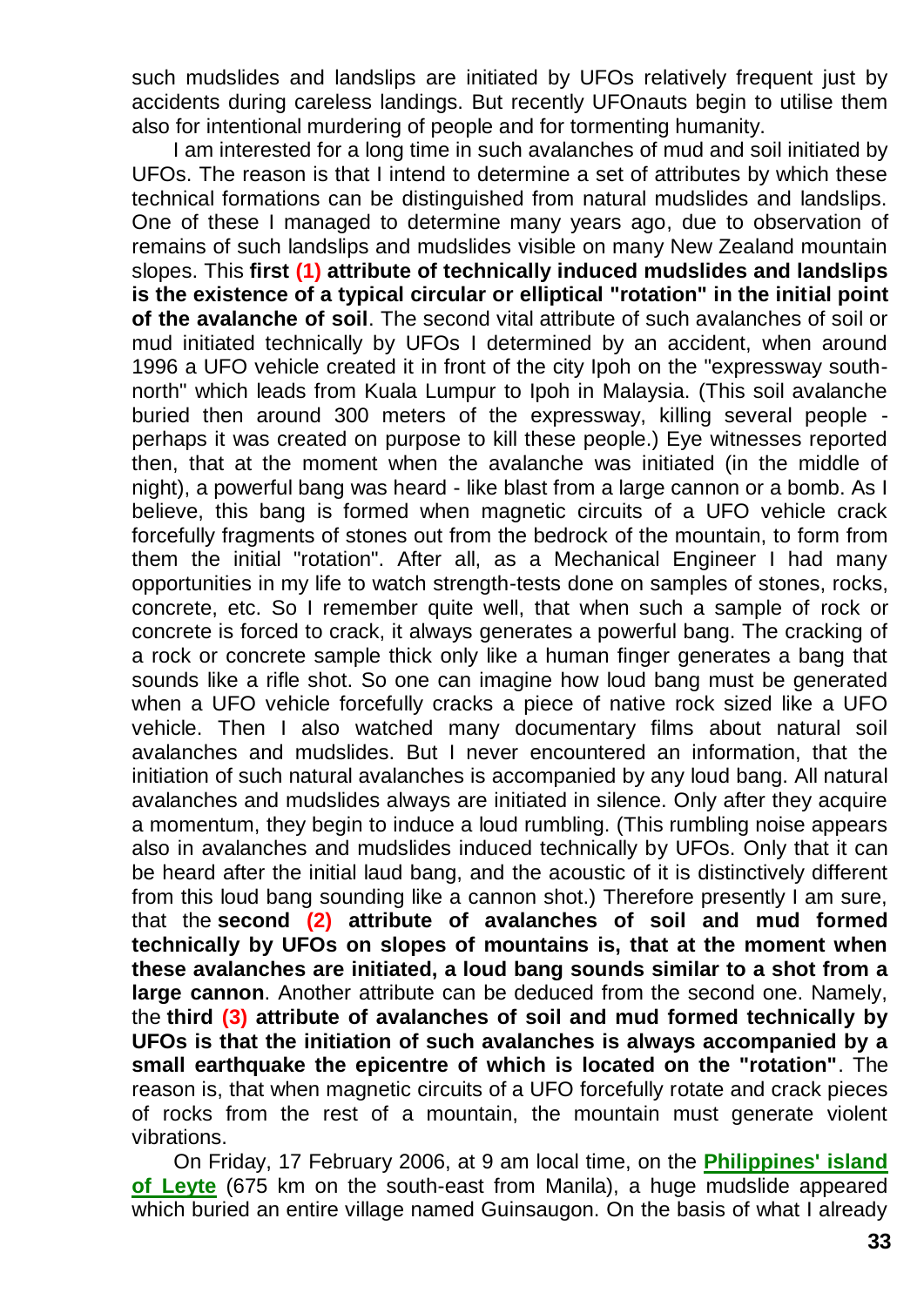such mudslides and landslips are initiated by UFOs relatively frequent just by accidents during careless landings. But recently UFOnauts begin to utilise them also for intentional murdering of people and for tormenting humanity.

I am interested for a long time in such avalanches of mud and soil initiated by UFOs. The reason is that I intend to determine a set of attributes by which these technical formations can be distinguished from natural mudslides and landslips. One of these I managed to determine many years ago, due to observation of remains of such landslips and mudslides visible on many New Zealand mountain slopes. This **first (1) attribute of technically induced mudslides and landslips is the existence of a typical circular or elliptical "rotation" in the initial point of the avalanche of soil**. The second vital attribute of such avalanches of soil or mud initiated technically by UFOs I determined by an accident, when around 1996 a UFO vehicle created it in front of the city Ipoh on the "expressway south-north" which leads from Kuala Lumpur to Ipoh in Malaysia. (This soil avalanche buried then around 300 meters of the expressway, killing several people - perhaps it was created on purpose to kill these people.) Eye witnesses reported then, that at the moment when the avalanche was initiated (in the middle of night), a powerful bang was heard - like blast from a large cannon or a bomb. As I believe, this bang is formed when magnetic circuits of a UFO vehicle crack forcefully fragments of stones out from the bedrock of the mountain, to form from them the initial "rotation". After all, as a Mechanical Engineer I had many opportunities in my life to watch strength-tests done on samples of stones, rocks, concrete, etc. So I remember quite well, that when such a sample of rock or concrete is forced to crack, it always generates a powerful bang. The cracking of a rock or concrete sample thick only like a human finger generates a bang that sounds like a rifle shot. So one can imagine how loud bang must be generated when a UFO vehicle forcefully cracks a piece of native rock sized like a UFO vehicle. Then I also watched many documentary films about natural soil avalanches and mudslides. But I never encountered an information, that the initiation of such natural avalanches is accompanied by any loud bang. All natural avalanches and mudslides always are initiated in silence. Only after they acquire a momentum, they begin to induce a loud rumbling. (This rumbling noise appears also in avalanches and mudslides induced technically by UFOs. Only that it can be heard after the initial laud bang, and the acoustic of it is distinctively different from this loud bang sounding like a cannon shot.) Therefore presently I am sure, that the **second (2) attribute of avalanches of soil and mud formed technically by UFOs on slopes of mountains is, that at the moment when these avalanches are initiated, a loud bang sounds similar to a shot from a large cannon**. Another attribute can be deduced from the second one. Namely, the **third (3) attribute of avalanches of soil and mud formed technically by UFOs is that the initiation of such avalanches is always accompanied by a small earthquake the epicentre of which is located on the "rotation"**. The reason is, that when magnetic circuits of a UFO forcefully rotate and crack pieces of rocks from the rest of a mountain, the mountain must generate violent vibrations.

On Friday, 17 February 2006, at 9 am local time, on the **Philippines' island of Leyte** (675 km on the south-east from Manila), a huge mudslide appeared which buried an entire village named Guinsaugon. On the basis of what I already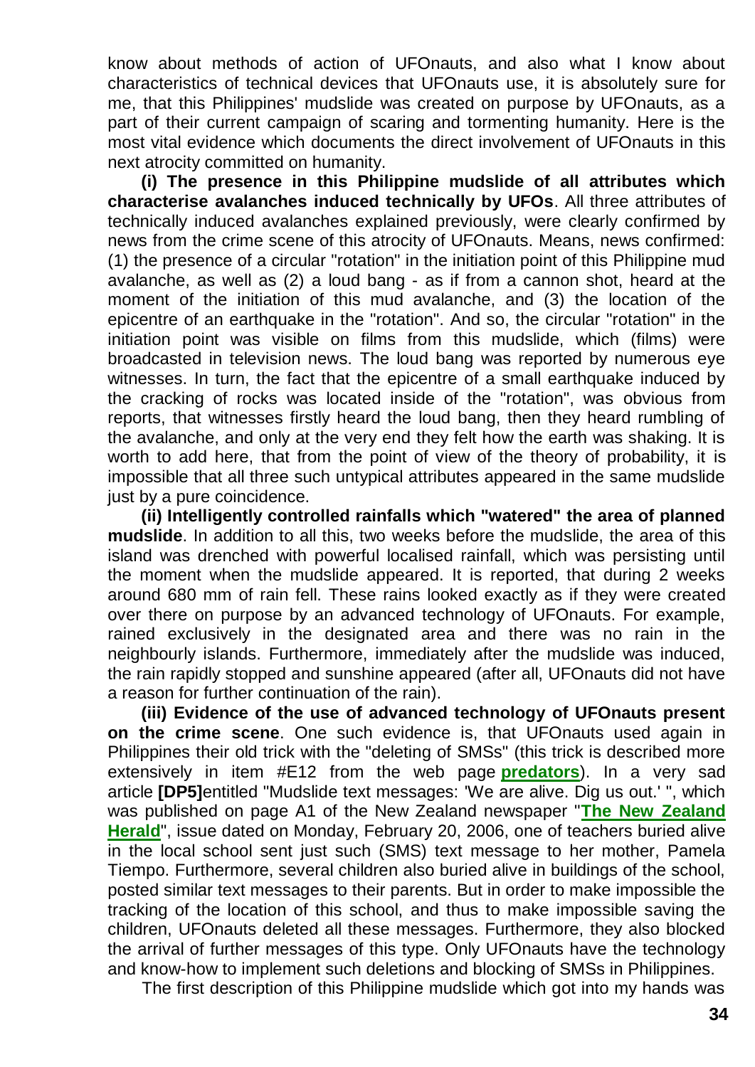know about methods of action of UFOnauts, and also what I know about characteristics of technical devices that UFOnauts use, it is absolutely sure for me, that this Philippines' mudslide was created on purpose by UFOnauts, as a part of their current campaign of scaring and tormenting humanity. Here is the most vital evidence which documents the direct involvement of UFOnauts in this next atrocity committed on humanity.

**(i) The presence in this Philippine mudslide of all attributes which characterise avalanches induced technically by UFOs**. All three attributes of technically induced avalanches explained previously, were clearly confirmed by news from the crime scene of this atrocity of UFOnauts. Means, news confirmed: (1) the presence of a circular "rotation" in the initiation point of this Philippine mud avalanche, as well as (2) a loud bang - as if from a cannon shot, heard at the moment of the initiation of this mud avalanche, and (3) the location of the epicentre of an earthquake in the "rotation". And so, the circular "rotation" in the initiation point was visible on films from this mudslide, which (films) were broadcasted in television news. The loud bang was reported by numerous eye witnesses. In turn, the fact that the epicentre of a small earthquake induced by the cracking of rocks was located inside of the "rotation", was obvious from reports, that witnesses firstly heard the loud bang, then they heard rumbling of the avalanche, and only at the very end they felt how the earth was shaking. It is worth to add here, that from the point of view of the theory of probability, it is impossible that all three such untypical attributes appeared in the same mudslide just by a pure coincidence.

**(ii) Intelligently controlled rainfalls which "watered" the area of planned mudslide**. In addition to all this, two weeks before the mudslide, the area of this island was drenched with powerful localised rainfall, which was persisting until the moment when the mudslide appeared. It is reported, that during 2 weeks around 680 mm of rain fell. These rains looked exactly as if they were created over there on purpose by an advanced technology of UFOnauts. For example, rained exclusively in the designated area and there was no rain in the neighbourly islands. Furthermore, immediately after the mudslide was induced, the rain rapidly stopped and sunshine appeared (after all, UFOnauts did not have a reason for further continuation of the rain).

**(iii) Evidence of the use of advanced technology of UFOnauts present on the crime scene**. One such evidence is, that UFOnauts used again in Philippines their old trick with the "deleting of SMSs" (this trick is described more extensively in item #E12 from the web page **predators**). In a very sad article **[DP5]**entitled "Mudslide text messages: 'We are alive. Dig us out.' ", which was published on page A1 of the New Zealand newspaper "**The New Zealand Herald**", issue dated on Monday, February 20, 2006, one of teachers buried alive in the local school sent just such (SMS) text message to her mother, Pamela Tiempo. Furthermore, several children also buried alive in buildings of the school, posted similar text messages to their parents. But in order to make impossible the tracking of the location of this school, and thus to make impossible saving the children, UFOnauts deleted all these messages. Furthermore, they also blocked the arrival of further messages of this type. Only UFOnauts have the technology and know-how to implement such deletions and blocking of SMSs in Philippines.

The first description of this Philippine mudslide which got into my hands was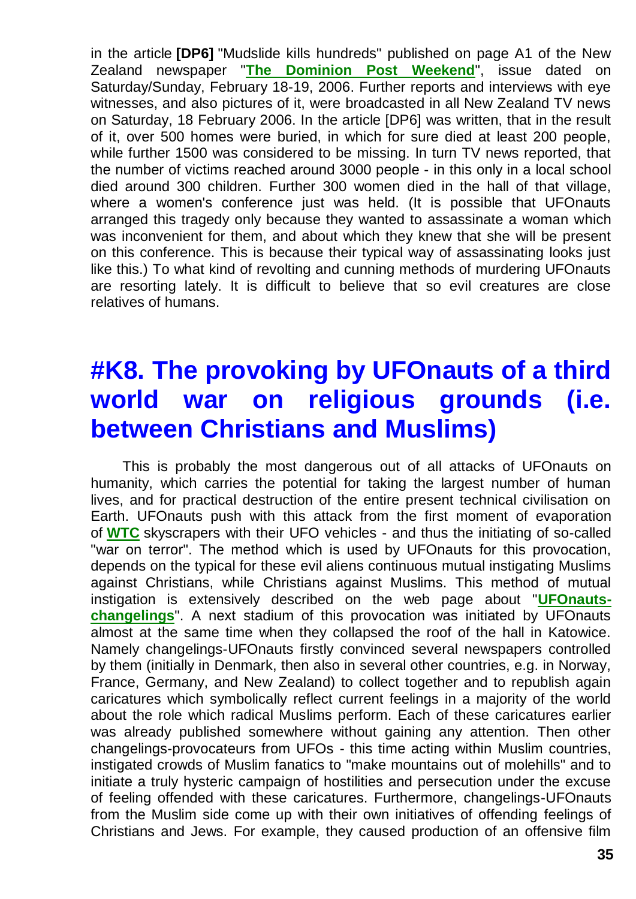in the article **[DP6]** "Mudslide kills hundreds" published on page A1 of the New Zealand newspaper "**The Dominion Post Weekend**", issue dated on Saturday/Sunday, February 18-19, 2006. Further reports and interviews with eye witnesses, and also pictures of it, were broadcasted in all New Zealand TV news on Saturday, 18 February 2006. In the article [DP6] was written, that in the result of it, over 500 homes were buried, in which for sure died at least 200 people, while further 1500 was considered to be missing. In turn TV news reported, that the number of victims reached around 3000 people - in this only in a local school died around 300 children. Further 300 women died in the hall of that village, where a women's conference just was held. (It is possible that UFOnauts arranged this tragedy only because they wanted to assassinate a woman which was inconvenient for them, and about which they knew that she will be present on this conference. This is because their typical way of assassinating looks just like this.) To what kind of revolting and cunning methods of murdering UFOnauts are resorting lately. It is difficult to believe that so evil creatures are close relatives of humans.

# #K8. The provoking by UFOnauts of a third world war on religious grounds (i.e. between Christians and Muslims)

This is probably the most dangerous out of all attacks of UFOnauts on humanity, which carries the potential for taking the largest number of human lives, and for practical destruction of the entire present technical civilisation on Earth. UFOnauts push with this attack from the first moment of evaporation of **WTC** skyscrapers with their UFO vehicles - and thus the initiating of so-called "war on terror". The method which is used by UFOnauts for this provocation, depends on the typical for these evil aliens continuous mutual instigating Muslims against Christians, while Christians against Muslims. This method of mutual instigation is extensively described on the web page about "**UFOnauts-changelings**". A next stadium of this provocation was initiated by UFOnauts almost at the same time when they collapsed the roof of the hall in Katowice. Namely changelings-UFOnauts firstly convinced several newspapers controlled by them (initially in Denmark, then also in several other countries, e.g. in Norway, France, Germany, and New Zealand) to collect together and to republish again caricatures which symbolically reflect current feelings in a majority of the world about the role which radical Muslims perform. Each of these caricatures earlier was already published somewhere without gaining any attention. Then other changelings-provocateurs from UFOs - this time acting within Muslim countries, instigated crowds of Muslim fanatics to "make mountains out of molehills" and to initiate a truly hysteric campaign of hostilities and persecution under the excuse of feeling offended with these caricatures. Furthermore, changelings-UFOnauts from the Muslim side come up with their own initiatives of offending feelings of Christians and Jews. For example, they caused production of an offensive film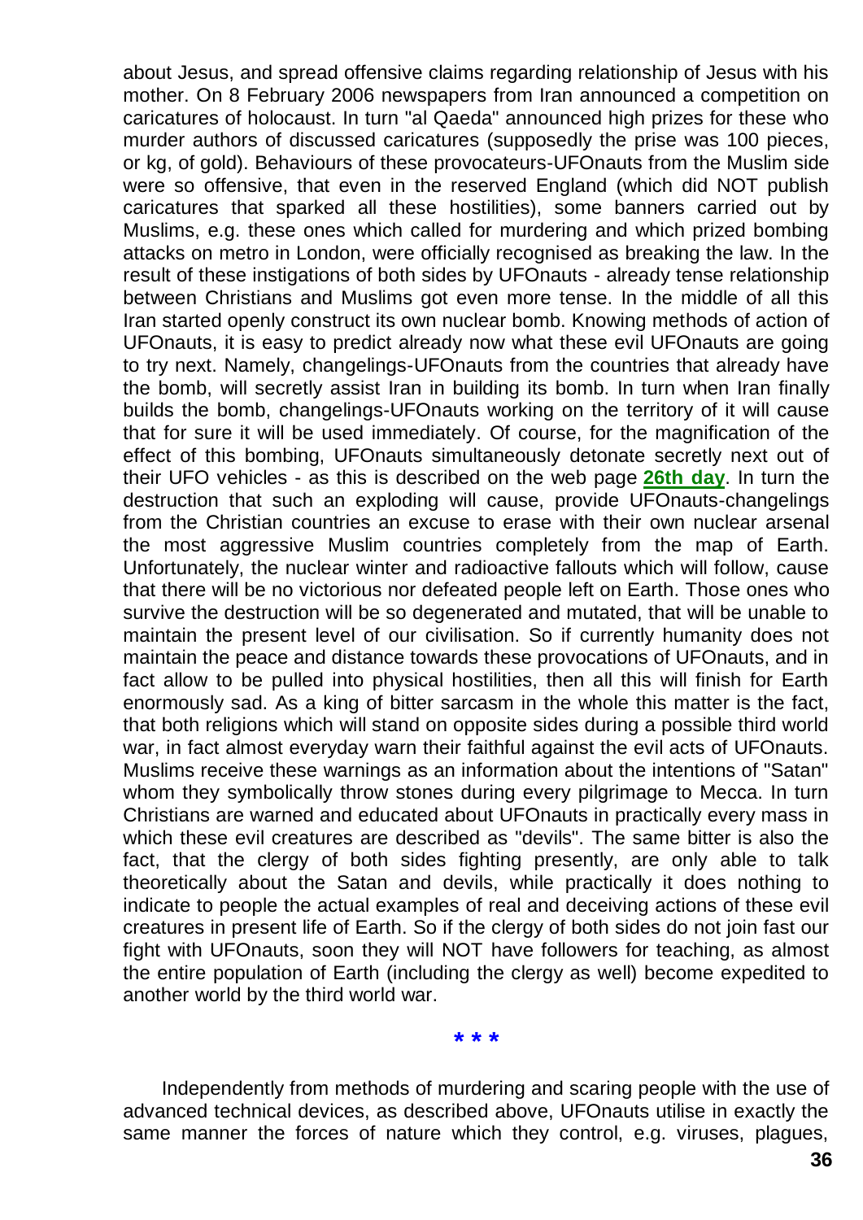about Jesus, and spread offensive claims regarding relationship of Jesus with his mother. On 8 February 2006 newspapers from Iran announced a competition on caricatures of holocaust. In turn "al Qaeda" announced high prizes for these who murder authors of discussed caricatures (supposedly the prise was 100 pieces, or kg, of gold). Behaviours of these provocateurs-UFOnauts from the Muslim side were so offensive, that even in the reserved England (which did NOT publish caricatures that sparked all these hostilities), some banners carried out by Muslims, e.g. these ones which called for murdering and which prized bombing attacks on metro in London, were officially recognised as breaking the law. In the result of these instigations of both sides by UFOnauts - already tense relationship between Christians and Muslims got even more tense. In the middle of all this Iran started openly construct its own nuclear bomb. Knowing methods of action of UFOnauts, it is easy to predict already now what these evil UFOnauts are going to try next. Namely, changelings-UFOnauts from the countries that already have the bomb, will secretly assist Iran in building its bomb. In turn when Iran finally builds the bomb, changelings-UFOnauts working on the territory of it will cause that for sure it will be used immediately. Of course, for the magnification of the effect of this bombing, UFOnauts simultaneously detonate secretly next out of their UFO vehicles - as this is described on the web page **26th day**. In turn the destruction that such an exploding will cause, provide UFOnauts-changelings from the Christian countries an excuse to erase with their own nuclear arsenal the most aggressive Muslim countries completely from the map of Earth. Unfortunately, the nuclear winter and radioactive fallouts which will follow, cause that there will be no victorious nor defeated people left on Earth. Those ones who survive the destruction will be so degenerated and mutated, that will be unable to maintain the present level of our civilisation. So if currently humanity does not maintain the peace and distance towards these provocations of UFOnauts, and in fact allow to be pulled into physical hostilities, then all this will finish for Earth enormously sad. As a king of bitter sarcasm in the whole this matter is the fact, that both religions which will stand on opposite sides during a possible third world war, in fact almost everyday warn their faithful against the evil acts of UFOnauts. Muslims receive these warnings as an information about the intentions of "Satan" whom they symbolically throw stones during every pilgrimage to Mecca. In turn Christians are warned and educated about UFOnauts in practically every mass in which these evil creatures are described as "devils". The same bitter is also the fact, that the clergy of both sides fighting presently, are only able to talk theoretically about the Satan and devils, while practically it does nothing to indicate to people the actual examples of real and deceiving actions of these evil creatures in present life of Earth. So if the clergy of both sides do not join fast our fight with UFOnauts, soon they will NOT have followers for teaching, as almost the entire population of Earth (including the clergy as well) become expedited to another world by the third world war.

\* \* \*

Independently from methods of murdering and scaring people with the use of advanced technical devices, as described above, UFOnauts utilise in exactly the same manner the forces of nature which they control, e.g. viruses, plagues,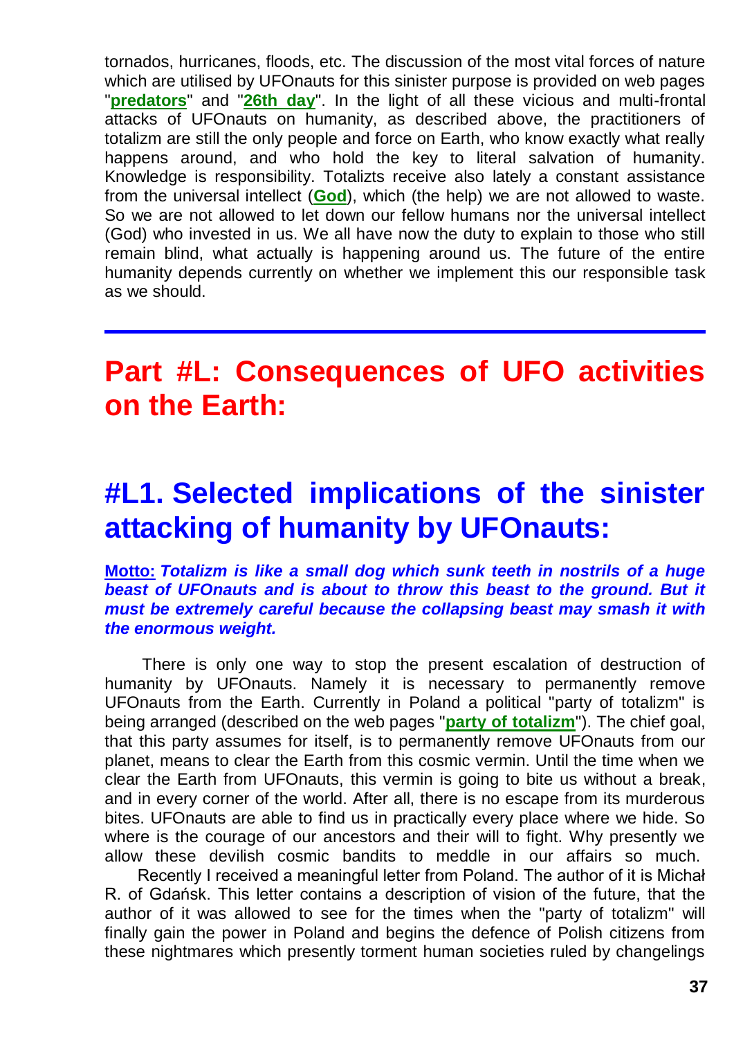tornados, hurricanes, floods, etc. The discussion of the most vital forces of nature which are utilised by UFOnauts for this sinister purpose is provided on web pages "**predators**" and "**26th day**". In the light of all these vicious and multi-frontal attacks of UFOnauts on humanity, as described above, the practitioners of totalizm are still the only people and force on Earth, who know exactly what really happens around, and who hold the key to literal salvation of humanity. Knowledge is responsibility. Totalizts receive also lately a constant assistance from the universal intellect (**God**), which (the help) we are not allowed to waste. So we are not allowed to let down our fellow humans nor the universal intellect (God) who invested in us. We all have now the duty to explain to those who still remain blind, what actually is happening around us. The future of the entire humanity depends currently on whether we implement this our responsible task as we should.

---

# Part #L: Consequences of UFO activities on the Earth:

## #L1. Selected implications of the sinister attacking of humanity by UFOnauts:

**Motto:** ***Totalizm is like a small dog which sunk teeth in nostrils of a huge beast of UFOnauts and is about to throw this beast to the ground. But it must be extremely careful because the collapsing beast may smash it with the enormous weight.***

There is only one way to stop the present escalation of destruction of humanity by UFOnauts. Namely it is necessary to permanently remove UFOnauts from the Earth. Currently in Poland a political "party of totalizm" is being arranged (described on the web pages "**party of totalizm**"). The chief goal, that this party assumes for itself, is to permanently remove UFOnauts from our planet, means to clear the Earth from this cosmic vermin. Until the time when we clear the Earth from UFOnauts, this vermin is going to bite us without a break, and in every corner of the world. After all, there is no escape from its murderous bites. UFOnauts are able to find us in practically every place where we hide. So where is the courage of our ancestors and their will to fight. Why presently we allow these devilish cosmic bandits to meddle in our affairs so much.

Recently I received a meaningful letter from Poland. The author of it is Michał R. of Gdańsk. This letter contains a description of vision of the future, that the author of it was allowed to see for the times when the "party of totalizm" will finally gain the power in Poland and begins the defence of Polish citizens from these nightmares which presently torment human societies ruled by changelings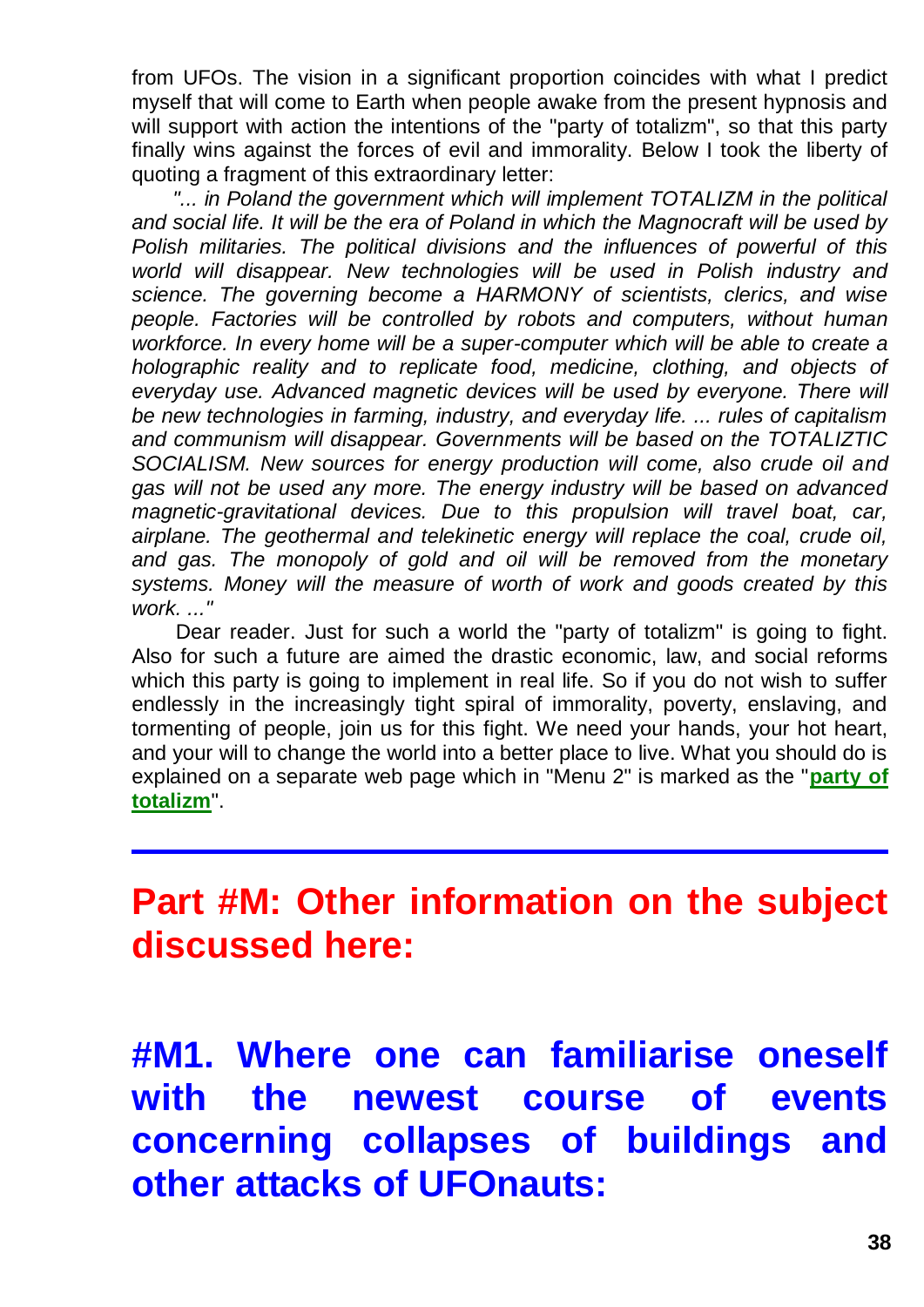from UFOs. The vision in a significant proportion coincides with what I predict myself that will come to Earth when people awake from the present hypnosis and will support with action the intentions of the "party of totalizm", so that this party finally wins against the forces of evil and immorality. Below I took the liberty of quoting a fragment of this extraordinary letter:

*"... in Poland the government which will implement TOTALIZM in the political and social life. It will be the era of Poland in which the Magnocraft will be used by Polish militaries. The political divisions and the influences of powerful of this world will disappear. New technologies will be used in Polish industry and science. The governing become a HARMONY of scientists, clerics, and wise people. Factories will be controlled by robots and computers, without human workforce. In every home will be a super-computer which will be able to create a holographic reality and to replicate food, medicine, clothing, and objects of everyday use. Advanced magnetic devices will be used by everyone. There will be new technologies in farming, industry, and everyday life. ... rules of capitalism and communism will disappear. Governments will be based on the TOTALIZTIC SOCIALISM. New sources for energy production will come, also crude oil and gas will not be used any more. The energy industry will be based on advanced magnetic-gravitational devices. Due to this propulsion will travel boat, car, airplane. The geothermal and telekinetic energy will replace the coal, crude oil, and gas. The monopoly of gold and oil will be removed from the monetary systems. Money will the measure of worth of work and goods created by this work. ..."*

Dear reader. Just for such a world the "party of totalizm" is going to fight. Also for such a future are aimed the drastic economic, law, and social reforms which this party is going to implement in real life. So if you do not wish to suffer endlessly in the increasingly tight spiral of immorality, poverty, enslaving, and tormenting of people, join us for this fight. We need your hands, your hot heart, and your will to change the world into a better place to live. What you should do is explained on a separate web page which in "Menu 2" is marked as the "**party of totalizm**".

---

# Part #M: Other information on the subject discussed here:

## #M1. Where one can familiarise oneself with the newest course of events concerning collapses of buildings and other attacks of UFOnauts: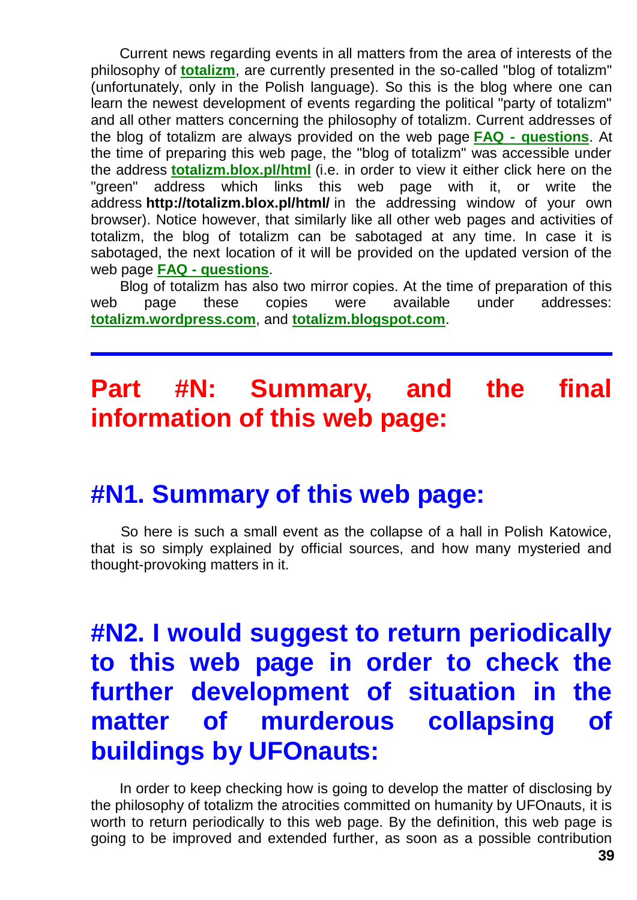Current news regarding events in all matters from the area of interests of the philosophy of **totalizm**, are currently presented in the so-called "blog of totalizm" (unfortunately, only in the Polish language). So this is the blog where one can learn the newest development of events regarding the political "party of totalizm" and all other matters concerning the philosophy of totalizm. Current addresses of the blog of totalizm are always provided on the web page **FAQ - questions**. At the time of preparing this web page, the "blog of totalizm" was accessible under the address **totalizm.blox.pl/html** (i.e. in order to view it either click here on the "green" address which links this web page with it, or write the address **http://totalizm.blox.pl/html/** in the addressing window of your own browser). Notice however, that similarly like all other web pages and activities of totalizm, the blog of totalizm can be sabotaged at any time. In case it is sabotaged, the next location of it will be provided on the updated version of the web page **FAQ - questions**.

Blog of totalizm has also two mirror copies. At the time of preparation of this web page these copies were available under addresses: **totalizm.wordpress.com**, and **totalizm.blogspot.com**.

---

# Part #N: Summary, and the final information of this web page:

## #N1. Summary of this web page:

So here is such a small event as the collapse of a hall in Polish Katowice, that is so simply explained by official sources, and how many mysteried and thought-provoking matters in it.

## #N2. I would suggest to return periodically to this web page in order to check the further development of situation in the matter of murderous collapsing of buildings by UFOnauts:

In order to keep checking how is going to develop the matter of disclosing by the philosophy of totalizm the atrocities committed on humanity by UFOnauts, it is worth to return periodically to this web page. By the definition, this web page is going to be improved and extended further, as soon as a possible contribution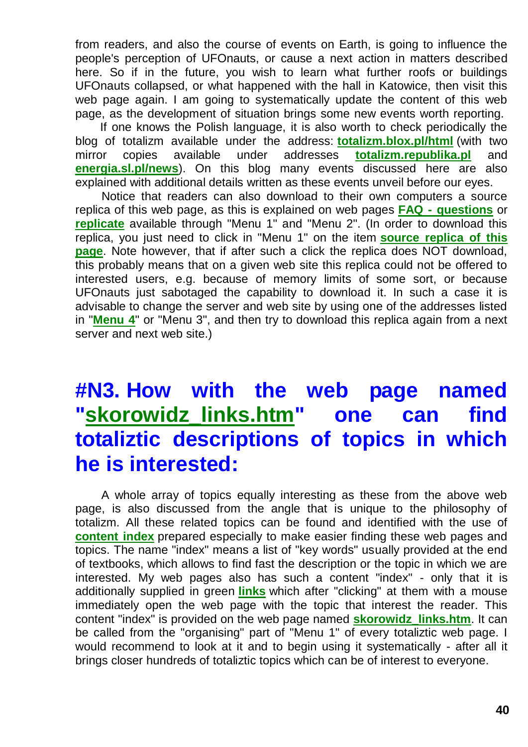from readers, and also the course of events on Earth, is going to influence the people's perception of UFOnauts, or cause a next action in matters described here. So if in the future, you wish to learn what further roofs or buildings UFOnauts collapsed, or what happened with the hall in Katowice, then visit this web page again. I am going to systematically update the content of this web page, as the development of situation brings some new events worth reporting.

If one knows the Polish language, it is also worth to check periodically the blog of totalizm available under the address: **totalizm.blox.pl/html** (with two mirror copies available under addresses **totalizm.republika.pl** and **energia.sl.pl/news**). On this blog many events discussed here are also explained with additional details written as these events unveil before our eyes.

Notice that readers can also download to their own computers a source replica of this web page, as this is explained on web pages **FAQ - questions** or **replicate** available through "Menu 1" and "Menu 2". (In order to download this replica, you just need to click in "Menu 1" on the item **source replica of this page**. Note however, that if after such a click the replica does NOT download, this probably means that on a given web site this replica could not be offered to interested users, e.g. because of memory limits of some sort, or because UFOnauts just sabotaged the capability to download it. In such a case it is advisable to change the server and web site by using one of the addresses listed in "**Menu 4**" or "Menu 3", and then try to download this replica again from a next server and next web site.)

## #N3. How with the web page named "skorowidz_links.htm" one can find totaliztic descriptions of topics in which he is interested:

A whole array of topics equally interesting as these from the above web page, is also discussed from the angle that is unique to the philosophy of totalizm. All these related topics can be found and identified with the use of **content index** prepared especially to make easier finding these web pages and topics. The name "index" means a list of "key words" usually provided at the end of textbooks, which allows to find fast the description or the topic in which we are interested. My web pages also has such a content "index" - only that it is additionally supplied in green **links** which after "clicking" at them with a mouse immediately open the web page with the topic that interest the reader. This content "index" is provided on the web page named **skorowidz_links.htm**. It can be called from the "organising" part of "Menu 1" of every totaliztic web page. I would recommend to look at it and to begin using it systematically - after all it brings closer hundreds of totaliztic topics which can be of interest to everyone.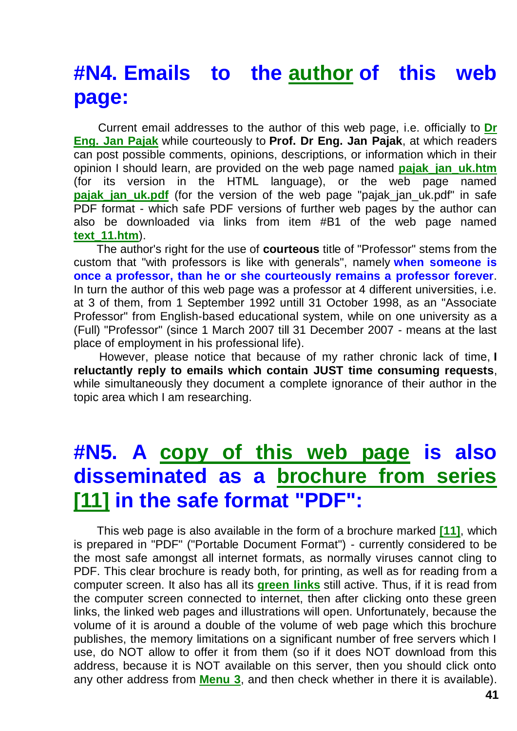## #N4. Emails to the author of this web page:

Current email addresses to the author of this web page, i.e. officially to **Dr Eng. Jan Pajak** while courteously to **Prof. Dr Eng. Jan Pajak**, at which readers can post possible comments, opinions, descriptions, or information which in their opinion I should learn, are provided on the web page named **pajak_jan_uk.htm** (for its version in the HTML language), or the web page named **pajak_jan_uk.pdf** (for the version of the web page "pajak_jan_uk.pdf" in safe PDF format - which safe PDF versions of further web pages by the author can also be downloaded via links from item #B1 of the web page named **text_11.htm**).

The author's right for the use of **courteous** title of "Professor" stems from the custom that "with professors is like with generals", namely **when someone is once a professor, than he or she courteously remains a professor forever**. In turn the author of this web page was a professor at 4 different universities, i.e. at 3 of them, from 1 September 1992 untill 31 October 1998, as an "Associate Professor" from English-based educational system, while on one university as a (Full) "Professor" (since 1 March 2007 till 31 December 2007 - means at the last place of employment in his professional life).

However, please notice that because of my rather chronic lack of time, **I reluctantly reply to emails which contain JUST time consuming requests**, while simultaneously they document a complete ignorance of their author in the topic area which I am researching.

## #N5. A copy of this web page is also disseminated as a brochure from series [11] in the safe format "PDF":

This web page is also available in the form of a brochure marked **[11]**, which is prepared in "PDF" ("Portable Document Format") - currently considered to be the most safe amongst all internet formats, as normally viruses cannot cling to PDF. This clear brochure is ready both, for printing, as well as for reading from a computer screen. It also has all its **green links** still active. Thus, if it is read from the computer screen connected to internet, then after clicking onto these green links, the linked web pages and illustrations will open. Unfortunately, because the volume of it is around a double of the volume of web page which this brochure publishes, the memory limitations on a significant number of free servers which I use, do NOT allow to offer it from them (so if it does NOT download from this address, because it is NOT available on this server, then you should click onto any other address from **Menu 3**, and then check whether in there it is available).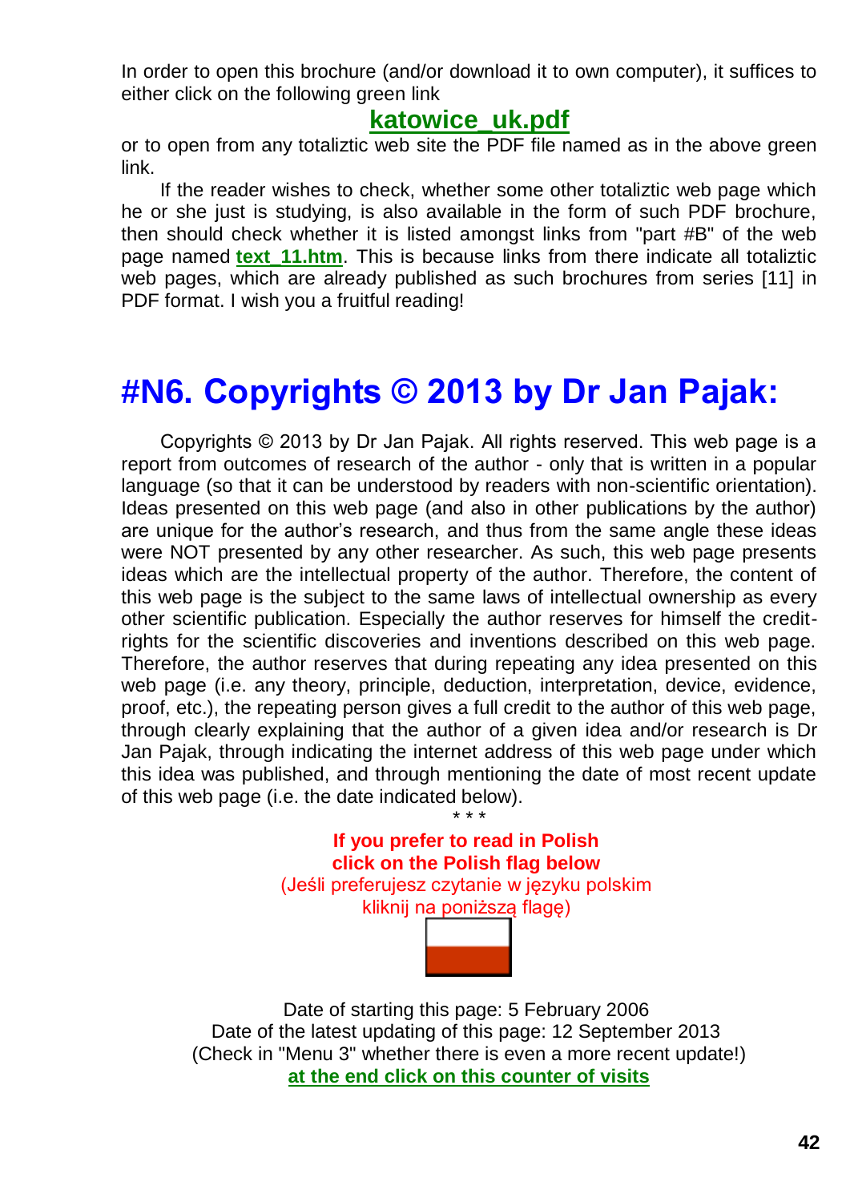In order to open this brochure (and/or download it to own computer), it suffices to either click on the following green link

**katowice_uk.pdf**

or to open from any totaliztic web site the PDF file named as in the above green link.

If the reader wishes to check, whether some other totaliztic web page which he or she just is studying, is also available in the form of such PDF brochure, then should check whether it is listed amongst links from "part #B" of the web page named **text_11.htm**. This is because links from there indicate all totaliztic web pages, which are already published as such brochures from series [11] in PDF format. I wish you a fruitful reading!

# #N6. Copyrights © 2013 by Dr Jan Pajak:

Copyrights © 2013 by Dr Jan Pajak. All rights reserved. This web page is a report from outcomes of research of the author - only that is written in a popular language (so that it can be understood by readers with non-scientific orientation). Ideas presented on this web page (and also in other publications by the author) are unique for the author's research, and thus from the same angle these ideas were NOT presented by any other researcher. As such, this web page presents ideas which are the intellectual property of the author. Therefore, the content of this web page is the subject to the same laws of intellectual ownership as every other scientific publication. Especially the author reserves for himself the credit-rights for the scientific discoveries and inventions described on this web page. Therefore, the author reserves that during repeating any idea presented on this web page (i.e. any theory, principle, deduction, interpretation, device, evidence, proof, etc.), the repeating person gives a full credit to the author of this web page, through clearly explaining that the author of a given idea and/or research is Dr Jan Pajak, through indicating the internet address of this web page under which this idea was published, and through mentioning the date of most recent update of this web page (i.e. the date indicated below).

\* \* \*

**If you prefer to read in Polish**
**click on the Polish flag below**
(Jeśli preferujesz czytanie w języku polskim
kliknij na poniższą flagę)

Date of starting this page: 5 February 2006
Date of the latest updating of this page: 12 September 2013
(Check in "Menu 3" whether there is even a more recent update!)
**at the end click on this counter of visits**